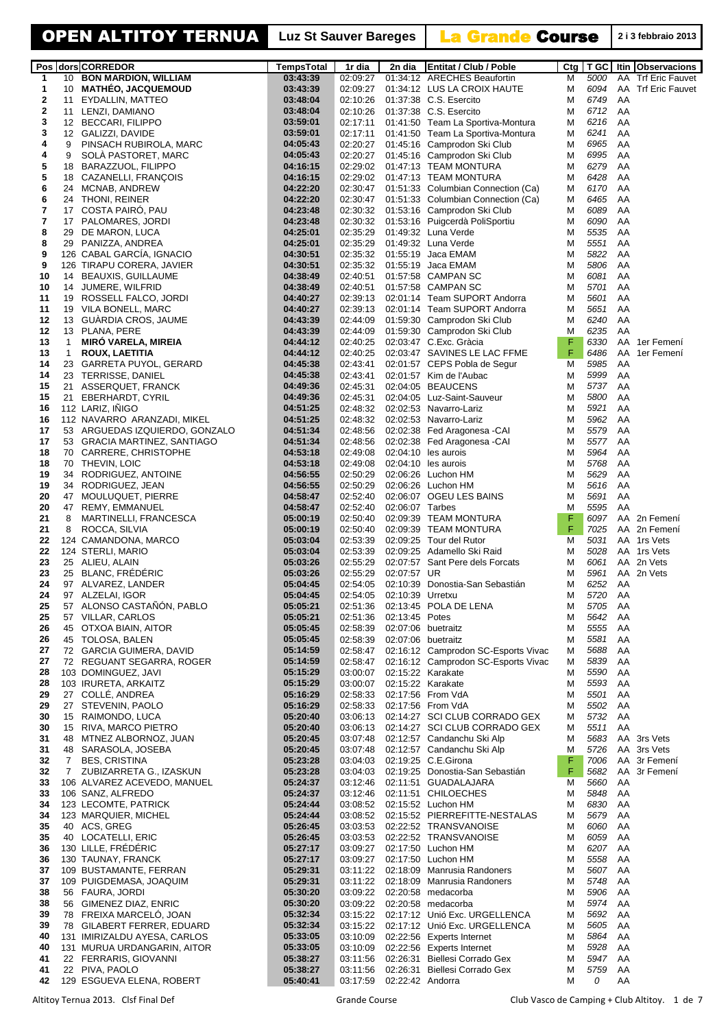# OPEN ALTITOY TERNUA | Luz St Sauver Bareges | La Grande Course | 2 i 3 febbraio 2013

| Pos | dors | CORREDOR | TempsTotal | 1r dia | 2n dia | Entitat / Club / Poble | Ctg | T GC | Itin | Observacions |
|---|---|---|---|---|---|---|---|---|---|---|
| 1 | 10 | **BON MARDION, WILLIAM** | 03:43:39 | 02:09:27 | 01:34:12 | ARECHES Beaufortin | M | 5000 | AA | Trf Eric Fauvet |
| 1 | 10 | **MATHÉO, JACQUEMOUD** | 03:43:39 | 02:09:27 | 01:34:12 | LUS LA CROIX HAUTE | M | 6094 | AA | Trf Eric Fauvet |
| 2 | 11 | EYDALLIN, MATTEO | 03:48:04 | 02:10:26 | 01:37:38 | C.S. Esercito | M | 6749 | AA | |
| 2 | 11 | LENZI, DAMIANO | 03:48:04 | 02:10:26 | 01:37:38 | C.S. Esercito | M | 6712 | AA | |
| 3 | 12 | BECCARI, FILIPPO | 03:59:01 | 02:17:11 | 01:41:50 | Team La Sportiva-Montura | M | 6216 | AA | |
| 3 | 12 | GALIZZI, DAVIDE | 03:59:01 | 02:17:11 | 01:41:50 | Team La Sportiva-Montura | M | 6241 | AA | |
| 4 | 9 | PINSACH RUBIROLA, MARC | 04:05:43 | 02:20:27 | 01:45:16 | Camprodon Ski Club | M | 6965 | AA | |
| 4 | 9 | SOLÀ PASTORET, MARC | 04:05:43 | 02:20:27 | 01:45:16 | Camprodon Ski Club | M | 6995 | AA | |
| 5 | 18 | BARAZZUOL, FILIPPO | 04:16:15 | 02:29:02 | 01:47:13 | TEAM MONTURA | M | 6279 | AA | |
| 5 | 18 | CAZANELLI, FRANÇOIS | 04:16:15 | 02:29:02 | 01:47:13 | TEAM MONTURA | M | 6428 | AA | |
| 6 | 24 | MCNAB, ANDREW | 04:22:20 | 02:30:47 | 01:51:33 | Columbian Connection (Ca) | M | 6170 | AA | |
| 6 | 24 | THONI, REINER | 04:22:20 | 02:30:47 | 01:51:33 | Columbian Connection (Ca) | M | 6465 | AA | |
| 7 | 17 | COSTA PAIRÓ, PAU | 04:23:48 | 02:30:32 | 01:53:16 | Camprodon Ski Club | M | 6089 | AA | |
| 7 | 17 | PALOMARES, JORDI | 04:23:48 | 02:30:32 | 01:53:16 | Puigcerdà PoliSportiu | M | 6090 | AA | |
| 8 | 29 | DE MARON, LUCA | 04:25:01 | 02:35:29 | 01:49:32 | Luna Verde | M | 5535 | AA | |
| 8 | 29 | PANIZZA, ANDREA | 04:25:01 | 02:35:29 | 01:49:32 | Luna Verde | M | 5551 | AA | |
| 9 | 126 | CABAL GARCÍA, IGNACIO | 04:30:51 | 02:35:32 | 01:55:19 | Jaca EMAM | M | 5822 | AA | |
| 9 | 126 | TIRAPU CORERA, JAVIER | 04:30:51 | 02:35:32 | 01:55:19 | Jaca EMAM | M | 5806 | AA | |
| 10 | 14 | BEAUXIS, GUILLAUME | 04:38:49 | 02:40:51 | 01:57:58 | CAMPAN SC | M | 6081 | AA | |
| 10 | 14 | JUMERE, WILFRID | 04:38:49 | 02:40:51 | 01:57:58 | CAMPAN SC | M | 5701 | AA | |
| 11 | 19 | ROSSELL FALCO, JORDI | 04:40:27 | 02:39:13 | 02:01:14 | Team SUPORT Andorra | M | 5601 | AA | |
| 11 | 19 | VILA BONELL, MARC | 04:40:27 | 02:39:13 | 02:01:14 | Team SUPORT Andorra | M | 5651 | AA | |
| 12 | 13 | GUÀRDIA CROS, JAUME | 04:43:39 | 02:44:09 | 01:59:30 | Camprodon Ski Club | M | 6240 | AA | |
| 12 | 13 | PLANA, PERE | 04:43:39 | 02:44:09 | 01:59:30 | Camprodon Ski Club | M | 6235 | AA | |
| 13 | 1 | **MIRÓ VARELA, MIREIA** | 04:44:12 | 02:40:25 | 02:03:47 | C.Exc. Gràcia | F | 6330 | AA | 1er Femení |
| 13 | 1 | **ROUX, LAETITIA** | 04:44:12 | 02:40:25 | 02:03:47 | SAVINES LE LAC FFME | F | 6486 | AA | 1er Femení |
| 14 | 23 | GARRETA PUYOL, GERARD | 04:45:38 | 02:43:41 | 02:01:57 | CEPS Pobla de Segur | M | 5985 | AA | |
| 14 | 23 | TERRISSE, DANIEL | 04:45:38 | 02:43:41 | 02:01:57 | Kim de l'Aubac | M | 5999 | AA | |
| 15 | 21 | ASSERQUET, FRANCK | 04:49:36 | 02:45:31 | 02:04:05 | BEAUCENS | M | 5737 | AA | |
| 15 | 21 | EBERHARDT, CYRIL | 04:49:36 | 02:45:31 | 02:04:05 | Luz-Saint-Sauveur | M | 5800 | AA | |
| 16 | 112 | LARIZ, IÑIGO | 04:51:25 | 02:48:32 | 02:02:53 | Navarro-Lariz | M | 5921 | AA | |
| 16 | 112 | NAVARRO ARANZADI, MIKEL | 04:51:25 | 02:48:32 | 02:02:53 | Navarro-Lariz | M | 5962 | AA | |
| 17 | 53 | ARGUEDAS IZQUIERDO, GONZALO | 04:51:34 | 02:48:56 | 02:02:38 | Fed Aragonesa -CAI | M | 5579 | AA | |
| 17 | 53 | GRACIA MARTINEZ, SANTIAGO | 04:51:34 | 02:48:56 | 02:02:38 | Fed Aragonesa -CAI | M | 5577 | AA | |
| 18 | 70 | CARRERE, CHRISTOPHE | 04:53:18 | 02:49:08 | 02:04:10 | les aurois | M | 5964 | AA | |
| 18 | 70 | THEVIN, LOIC | 04:53:18 | 02:49:08 | 02:04:10 | les aurois | M | 5768 | AA | |
| 19 | 34 | RODRIGUEZ, ANTOINE | 04:56:55 | 02:50:29 | 02:06:26 | Luchon HM | M | 5629 | AA | |
| 19 | 34 | RODRIGUEZ, JEAN | 04:56:55 | 02:50:29 | 02:06:26 | Luchon HM | M | 5616 | AA | |
| 20 | 47 | MOULUQUET, PIERRE | 04:58:47 | 02:52:40 | 02:06:07 | OGEU LES BAINS | M | 5691 | AA | |
| 20 | 47 | REMY, EMMANUEL | 04:58:47 | 02:52:40 | 02:06:07 | Tarbes | M | 5595 | AA | |
| 21 | 8 | MARTINELLI, FRANCESCA | 05:00:19 | 02:50:40 | 02:09:39 | TEAM MONTURA | F | 6097 | AA | 2n Femení |
| 21 | 8 | ROCCA, SILVIA | 05:00:19 | 02:50:40 | 02:09:39 | TEAM MONTURA | F | 7025 | AA | 2n Femení |
| 22 | 124 | CAMANDONA, MARCO | 05:03:04 | 02:53:39 | 02:09:25 | Tour del Rutor | M | 5031 | AA | 1rs Vets |
| 22 | 124 | STERLI, MARIO | 05:03:04 | 02:53:39 | 02:09:25 | Adamello Ski Raid | M | 5028 | AA | 1rs Vets |
| 23 | 25 | ALIEU, ALAIN | 05:03:26 | 02:55:29 | 02:07:57 | Sant Pere dels Forcats | M | 6061 | AA | 2n Vets |
| 23 | 25 | BLANC, FRÉDÉRIC | 05:03:26 | 02:55:29 | 02:07:57 | UR | M | 5961 | AA | 2n Vets |
| 24 | 97 | ALVAREZ, LANDER | 05:04:45 | 02:54:05 | 02:10:39 | Donostia-San Sebastián | M | 6252 | AA | |
| 24 | 97 | ALZELAI, IGOR | 05:04:45 | 02:54:05 | 02:10:39 | Urretxu | M | 5720 | AA | |
| 25 | 57 | ALONSO CASTAÑÓN, PABLO | 05:05:21 | 02:51:36 | 02:13:45 | POLA DE LENA | M | 5705 | AA | |
| 25 | 57 | VILLAR, CARLOS | 05:05:21 | 02:51:36 | 02:13:45 | Potes | M | 5642 | AA | |
| 26 | 45 | OTXOA BIAIN, AITOR | 05:05:45 | 02:58:39 | 02:07:06 | buetraitz | M | 5555 | AA | |
| 26 | 45 | TOLOSA, BALEN | 05:05:45 | 02:58:39 | 02:07:06 | buetraitz | M | 5581 | AA | |
| 27 | 72 | GARCIA GUIMERA, DAVID | 05:14:59 | 02:58:47 | 02:16:12 | Camprodon SC-Esports Vivac | M | 5688 | AA | |
| 27 | 72 | REGUANT SEGARRA, ROGER | 05:14:59 | 02:58:47 | 02:16:12 | Camprodon SC-Esports Vivac | M | 5839 | AA | |
| 28 | 103 | DOMINGUEZ, JAVI | 05:15:29 | 03:00:07 | 02:15:22 | Karakate | M | 5590 | AA | |
| 28 | 103 | IRURETA, ARKAITZ | 05:15:29 | 03:00:07 | 02:15:22 | Karakate | M | 5593 | AA | |
| 29 | 27 | COLLÉ, ANDREA | 05:16:29 | 02:58:33 | 02:17:56 | From VdA | M | 5501 | AA | |
| 29 | 27 | STEVENIN, PAOLO | 05:16:29 | 02:58:33 | 02:17:56 | From VdA | M | 5502 | AA | |
| 30 | 15 | RAIMONDO, LUCA | 05:20:40 | 03:06:13 | 02:14:27 | SCI CLUB CORRADO GEX | M | 5732 | AA | |
| 30 | 15 | RIVA, MARCO PIETRO | 05:20:40 | 03:06:13 | 02:14:27 | SCI CLUB CORRADO GEX | M | 5511 | AA | |
| 31 | 48 | MTNEZ ALBORNOZ, JUAN | 05:20:45 | 03:07:48 | 02:12:57 | Candanchu Ski Alp | M | 5683 | AA | 3rs Vets |
| 31 | 48 | SARASOLA, JOSEBA | 05:20:45 | 03:07:48 | 02:12:57 | Candanchu Ski Alp | M | 5726 | AA | 3rs Vets |
| 32 | 7 | BES, CRISTINA | 05:23:28 | 03:04:03 | 02:19:25 | C.E.Girona | F | 7006 | AA | 3r Femení |
| 32 | 7 | ZUBIZARRETA G., IZASKUN | 05:23:28 | 03:04:03 | 02:19:25 | Donostia-San Sebastián | F | 5682 | AA | 3r Femení |
| 33 | 106 | ALVAREZ ACEVEDO, MANUEL | 05:24:37 | 03:12:46 | 02:11:51 | GUADALAJARA | M | 5660 | AA | |
| 33 | 106 | SANZ, ALFREDO | 05:24:37 | 03:12:46 | 02:11:51 | CHILOECHES | M | 5848 | AA | |
| 34 | 123 | LECOMTE, PATRICK | 05:24:44 | 03:08:52 | 02:15:52 | Luchon HM | M | 6830 | AA | |
| 34 | 123 | MARQUIER, MICHEL | 05:24:44 | 03:08:52 | 02:15:52 | PIERREFITTE-NESTALAS | M | 5679 | AA | |
| 35 | 40 | ACS, GREG | 05:26:45 | 03:03:53 | 02:22:52 | TRANSVANOISE | M | 6060 | AA | |
| 35 | 40 | LOCATELLI, ERIC | 05:26:45 | 03:03:53 | 02:22:52 | TRANSVANOISE | M | 6059 | AA | |
| 36 | 130 | LILLE, FRÉDÉRIC | 05:27:17 | 03:09:27 | 02:17:50 | Luchon HM | M | 6207 | AA | |
| 36 | 130 | TAUNAY, FRANCK | 05:27:17 | 03:09:27 | 02:17:50 | Luchon HM | M | 5558 | AA | |
| 37 | 109 | BUSTAMANTE, FERRAN | 05:29:31 | 03:11:22 | 02:18:09 | Manrusia Randoners | M | 5607 | AA | |
| 37 | 109 | PUIGDEMASA, JOAQUIM | 05:29:31 | 03:11:22 | 02:18:09 | Manrusia Randoners | M | 5748 | AA | |
| 38 | 56 | FAURA, JORDI | 05:30:20 | 03:09:22 | 02:20:58 | medacorba | M | 5906 | AA | |
| 38 | 56 | GIMENEZ DIAZ, ENRIC | 05:30:20 | 03:09:22 | 02:20:58 | medacorba | M | 5974 | AA | |
| 39 | 78 | FREIXA MARCELÓ, JOAN | 05:32:34 | 03:15:22 | 02:17:12 | Unió Exc. URGELLENCA | M | 5692 | AA | |
| 39 | 78 | GILABERT FERRER, EDUARD | 05:32:34 | 03:15:22 | 02:17:12 | Unió Exc. URGELLENCA | M | 5605 | AA | |
| 40 | 131 | IMIRIZALDU AYESA, CARLOS | 05:33:05 | 03:10:09 | 02:22:56 | Experts Internet | M | 5864 | AA | |
| 40 | 131 | MURUA URDANGARIN, AITOR | 05:33:05 | 03:10:09 | 02:22:56 | Experts Internet | M | 5928 | AA | |
| 41 | 22 | FERRARIS, GIOVANNI | 05:38:27 | 03:11:56 | 02:26:31 | Biellesi Corrado Gex | M | 5947 | AA | |
| 41 | 22 | PIVA, PAOLO | 05:38:27 | 03:11:56 | 02:26:31 | Biellesi Corrado Gex | M | 5759 | AA | |
| 42 | 129 | ESGUEVA ELENA, ROBERT | 05:40:41 | 03:17:59 | 02:22:42 | Andorra | M | 0 | AA | |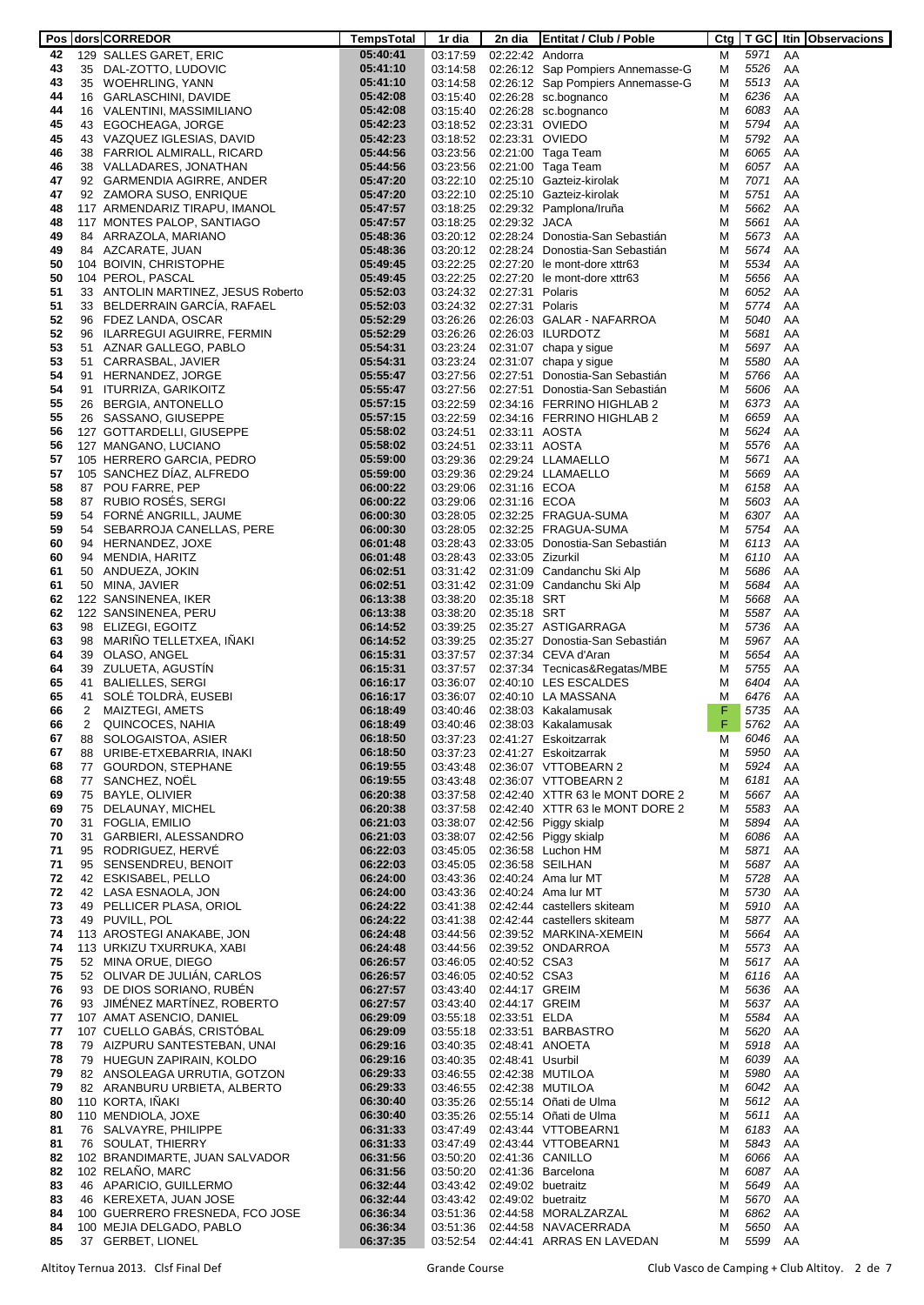| Pos | dors | CORREDOR | TempsTotal | 1r dia | 2n dia | Entitat / Club / Poble | Ctg | T GC | Itin | Observacions |
|---|---|---|---|---|---|---|---|---|---|---|
| 42 | 129 | SALLES GARET, ERIC | 05:40:41 | 03:17:59 | 02:22:42 | Andorra | M | 5971 | AA | |
| 43 | 35 | DAL-ZOTTO, LUDOVIC | 05:41:10 | 03:14:58 | 02:26:12 | Sap Pompiers Annemasse-G | M | 5526 | AA | |
| 43 | 35 | WOEHRLING, YANN | 05:41:10 | 03:14:58 | 02:26:12 | Sap Pompiers Annemasse-G | M | 5513 | AA | |
| 44 | 16 | GARLASCHINI, DAVIDE | 05:42:08 | 03:15:40 | 02:26:28 | sc.bognanco | M | 6236 | AA | |
| 44 | 16 | VALENTINI, MASSIMILIANO | 05:42:08 | 03:15:40 | 02:26:28 | sc.bognanco | M | 6083 | AA | |
| 45 | 43 | EGOCHEAGA, JORGE | 05:42:23 | 03:18:52 | 02:23:31 | OVIEDO | M | 5794 | AA | |
| 45 | 43 | VAZQUEZ IGLESIAS, DAVID | 05:42:23 | 03:18:52 | 02:23:31 | OVIEDO | M | 5792 | AA | |
| 46 | 38 | FARRIOL ALMIRALL, RICARD | 05:44:56 | 03:23:56 | 02:21:00 | Taga Team | M | 6065 | AA | |
| 46 | 38 | VALLADARES, JONATHAN | 05:44:56 | 03:23:56 | 02:21:00 | Taga Team | M | 6057 | AA | |
| 47 | 92 | GARMENDIA AGIRRE, ANDER | 05:47:20 | 03:22:10 | 02:25:10 | Gazteiz-kirolak | M | 7071 | AA | |
| 47 | 92 | ZAMORA SUSO, ENRIQUE | 05:47:20 | 03:22:10 | 02:25:10 | Gazteiz-kirolak | M | 5751 | AA | |
| 48 | 117 | ARMENDARIZ TIRAPU, IMANOL | 05:47:57 | 03:18:25 | 02:29:32 | Pamplona/Iruña | M | 5662 | AA | |
| 48 | 117 | MONTES PALOP, SANTIAGO | 05:47:57 | 03:18:25 | 02:29:32 | JACA | M | 5661 | AA | |
| 49 | 84 | ARRAZOLA, MARIANO | 05:48:36 | 03:20:12 | 02:28:24 | Donostia-San Sebastián | M | 5673 | AA | |
| 49 | 84 | AZCARATE, JUAN | 05:48:36 | 03:20:12 | 02:28:24 | Donostia-San Sebastián | M | 5674 | AA | |
| 50 | 104 | BOIVIN, CHRISTOPHE | 05:49:45 | 03:22:25 | 02:27:20 | le mont-dore xttr63 | M | 5534 | AA | |
| 50 | 104 | PEROL, PASCAL | 05:49:45 | 03:22:25 | 02:27:20 | le mont-dore xttr63 | M | 5656 | AA | |
| 51 | 33 | ANTOLIN MARTINEZ, JESUS Roberto | 05:52:03 | 03:24:32 | 02:27:31 | Polaris | M | 6052 | AA | |
| 51 | 33 | BELDERRAIN GARCÍA, RAFAEL | 05:52:03 | 03:24:32 | 02:27:31 | Polaris | M | 5774 | AA | |
| 52 | 96 | FDEZ LANDA, OSCAR | 05:52:29 | 03:26:26 | 02:26:03 | GALAR - NAFARROA | M | 5040 | AA | |
| 52 | 96 | ILARREGUI AGUIRRE, FERMIN | 05:52:29 | 03:26:26 | 02:26:03 | ILURDOTZ | M | 5681 | AA | |
| 53 | 51 | AZNAR GALLEGO, PABLO | 05:54:31 | 03:23:24 | 02:31:07 | chapa y sigue | M | 5697 | AA | |
| 53 | 51 | CARRASBAL, JAVIER | 05:54:31 | 03:23:24 | 02:31:07 | chapa y sigue | M | 5580 | AA | |
| 54 | 91 | HERNANDEZ, JORGE | 05:55:47 | 03:27:56 | 02:27:51 | Donostia-San Sebastián | M | 5766 | AA | |
| 54 | 91 | ITURRIZA, GARIKOITZ | 05:55:47 | 03:27:56 | 02:27:51 | Donostia-San Sebastián | M | 5606 | AA | |
| 55 | 26 | BERGIA, ANTONELLO | 05:57:15 | 03:22:59 | 02:34:16 | FERRINO HIGHLAB 2 | M | 6373 | AA | |
| 55 | 26 | SASSANO, GIUSEPPE | 05:57:15 | 03:22:59 | 02:34:16 | FERRINO HIGHLAB 2 | M | 6659 | AA | |
| 56 | 127 | GOTTARDELLI, GIUSEPPE | 05:58:02 | 03:24:51 | 02:33:11 | AOSTA | M | 5624 | AA | |
| 56 | 127 | MANGANO, LUCIANO | 05:58:02 | 03:24:51 | 02:33:11 | AOSTA | M | 5576 | AA | |
| 57 | 105 | HERRERO GARCIA, PEDRO | 05:59:00 | 03:29:36 | 02:29:24 | LLAMAELLO | M | 5671 | AA | |
| 57 | 105 | SANCHEZ DÍAZ, ALFREDO | 05:59:00 | 03:29:36 | 02:29:24 | LLAMAELLO | M | 5669 | AA | |
| 58 | 87 | POU FARRE, PEP | 06:00:22 | 03:29:06 | 02:31:16 | ECOA | M | 6158 | AA | |
| 58 | 87 | RUBIO ROSÉS, SERGI | 06:00:22 | 03:29:06 | 02:31:16 | ECOA | M | 5603 | AA | |
| 59 | 54 | FORNÉ ANGRILL, JAUME | 06:00:30 | 03:28:05 | 02:32:25 | FRAGUA-SUMA | M | 6307 | AA | |
| 59 | 54 | SEBARROJA CANELLAS, PERE | 06:00:30 | 03:28:05 | 02:32:25 | FRAGUA-SUMA | M | 5754 | AA | |
| 60 | 94 | HERNANDEZ, JOXE | 06:01:48 | 03:28:43 | 02:33:05 | Donostia-San Sebastián | M | 6113 | AA | |
| 60 | 94 | MENDIA, HARITZ | 06:01:48 | 03:28:43 | 02:33:05 | Zizurkil | M | 6110 | AA | |
| 61 | 50 | ANDUEZA, JOKIN | 06:02:51 | 03:31:42 | 02:31:09 | Candanchu Ski Alp | M | 5686 | AA | |
| 61 | 50 | MINA, JAVIER | 06:02:51 | 03:31:42 | 02:31:09 | Candanchu Ski Alp | M | 5684 | AA | |
| 62 | 122 | SANSINENEA, IKER | 06:13:38 | 03:38:20 | 02:35:18 | SRT | M | 5668 | AA | |
| 62 | 122 | SANSINENEA, PERU | 06:13:38 | 03:38:20 | 02:35:18 | SRT | M | 5587 | AA | |
| 63 | 98 | ELIZEGI, EGOITZ | 06:14:52 | 03:39:25 | 02:35:27 | ASTIGARRAGA | M | 5736 | AA | |
| 63 | 98 | MARIÑO TELLETXEA, IÑAKI | 06:14:52 | 03:39:25 | 02:35:27 | Donostia-San Sebastián | M | 5967 | AA | |
| 64 | 39 | OLASO, ANGEL | 06:15:31 | 03:37:57 | 02:37:34 | CEVA d'Aran | M | 5654 | AA | |
| 64 | 39 | ZULUETA, AGUSTÍN | 06:15:31 | 03:37:57 | 02:37:34 | Tecnicas&Regatas/MBE | M | 5755 | AA | |
| 65 | 41 | BALIELLES, SERGI | 06:16:17 | 03:36:07 | 02:40:10 | LES ESCALDES | M | 6404 | AA | |
| 65 | 41 | SOLÉ TOLDRÀ, EUSEBI | 06:16:17 | 03:36:07 | 02:40:10 | LA MASSANA | M | 6476 | AA | |
| 66 | 2 | MAIZTEGI, AMETS | 06:18:49 | 03:40:46 | 02:38:03 | Kakalamusak | F | 5735 | AA | |
| 66 | 2 | QUINCOCES, NAHIA | 06:18:49 | 03:40:46 | 02:38:03 | Kakalamusak | F | 5762 | AA | |
| 67 | 88 | SOLOGAISTOA, ASIER | 06:18:50 | 03:37:23 | 02:41:27 | Eskoitzarrak | M | 6046 | AA | |
| 67 | 88 | URIBE-ETXEBARRIA, INAKI | 06:18:50 | 03:37:23 | 02:41:27 | Eskoitzarrak | M | 5950 | AA | |
| 68 | 77 | GOURDON, STEPHANE | 06:19:55 | 03:43:48 | 02:36:07 | VTTOBEARN 2 | M | 5924 | AA | |
| 68 | 77 | SANCHEZ, NOËL | 06:19:55 | 03:43:48 | 02:36:07 | VTTOBEARN 2 | M | 6181 | AA | |
| 69 | 75 | BAYLE, OLIVIER | 06:20:38 | 03:37:58 | 02:42:40 | XTTR 63 le MONT DORE 2 | M | 5667 | AA | |
| 69 | 75 | DELAUNAY, MICHEL | 06:20:38 | 03:37:58 | 02:42:40 | XTTR 63 le MONT DORE 2 | M | 5583 | AA | |
| 70 | 31 | FOGLIA, EMILIO | 06:21:03 | 03:38:07 | 02:42:56 | Piggy skialp | M | 5894 | AA | |
| 70 | 31 | GARBIERI, ALESSANDRO | 06:21:03 | 03:38:07 | 02:42:56 | Piggy skialp | M | 6086 | AA | |
| 71 | 95 | RODRIGUEZ, HERVÉ | 06:22:03 | 03:45:05 | 02:36:58 | Luchon HM | M | 5871 | AA | |
| 71 | 95 | SENSENDREU, BENOIT | 06:22:03 | 03:45:05 | 02:36:58 | SEILHAN | M | 5687 | AA | |
| 72 | 42 | ESKISABEL, PELLO | 06:24:00 | 03:43:36 | 02:40:24 | Ama lur MT | M | 5728 | AA | |
| 72 | 42 | LASA ESNAOLA, JON | 06:24:00 | 03:43:36 | 02:40:24 | Ama lur MT | M | 5730 | AA | |
| 73 | 49 | PELLICER PLASA, ORIOL | 06:24:22 | 03:41:38 | 02:42:44 | castellers skiteam | M | 5910 | AA | |
| 73 | 49 | PUVILL, POL | 06:24:22 | 03:41:38 | 02:42:44 | castellers skiteam | M | 5877 | AA | |
| 74 | 113 | AROSTEGI ANAKABE, JON | 06:24:48 | 03:44:56 | 02:39:52 | MARKINA-XEMEIN | M | 5664 | AA | |
| 74 | 113 | URKIZU TXURRUKA, XABI | 06:24:48 | 03:44:56 | 02:39:52 | ONDARROA | M | 5573 | AA | |
| 75 | 52 | MINA ORUE, DIEGO | 06:26:57 | 03:46:05 | 02:40:52 | CSA3 | M | 5617 | AA | |
| 75 | 52 | OLIVAR DE JULIÁN, CARLOS | 06:26:57 | 03:46:05 | 02:40:52 | CSA3 | M | 6116 | AA | |
| 76 | 93 | DE DIOS SORIANO, RUBÉN | 06:27:57 | 03:43:40 | 02:44:17 | GREIM | M | 5636 | AA | |
| 76 | 93 | JIMÉNEZ MARTÍNEZ, ROBERTO | 06:27:57 | 03:43:40 | 02:44:17 | GREIM | M | 5637 | AA | |
| 77 | 107 | AMAT ASENCIO, DANIEL | 06:29:09 | 03:55:18 | 02:33:51 | ELDA | M | 5584 | AA | |
| 77 | 107 | CUELLO GABÁS, CRISTÓBAL | 06:29:09 | 03:55:18 | 02:33:51 | BARBASTRO | M | 5620 | AA | |
| 78 | 79 | AIZPURU SANTESTEBAN, UNAI | 06:29:16 | 03:40:35 | 02:48:41 | ANOETA | M | 5918 | AA | |
| 78 | 79 | HUEGUN ZAPIRAIN, KOLDO | 06:29:16 | 03:40:35 | 02:48:41 | Usurbil | M | 6039 | AA | |
| 79 | 82 | ANSOLEAGA URRUTIA, GOTZON | 06:29:33 | 03:46:55 | 02:42:38 | MUTILOA | M | 5980 | AA | |
| 79 | 82 | ARANBURU URBIETA, ALBERTO | 06:29:33 | 03:46:55 | 02:42:38 | MUTILOA | M | 6042 | AA | |
| 80 | 110 | KORTA, IÑAKI | 06:30:40 | 03:35:26 | 02:55:14 | Oñati de Ulma | M | 5612 | AA | |
| 80 | 110 | MENDIOLA, JOXE | 06:30:40 | 03:35:26 | 02:55:14 | Oñati de Ulma | M | 5611 | AA | |
| 81 | 76 | SALVAYRE, PHILIPPE | 06:31:33 | 03:47:49 | 02:43:44 | VTTOBEARN1 | M | 6183 | AA | |
| 81 | 76 | SOULAT, THIERRY | 06:31:33 | 03:47:49 | 02:43:44 | VTTOBEARN1 | M | 5843 | AA | |
| 82 | 102 | BRANDIMARTE, JUAN SALVADOR | 06:31:56 | 03:50:20 | 02:41:36 | CANILLO | M | 6066 | AA | |
| 82 | 102 | RELAÑO, MARC | 06:31:56 | 03:50:20 | 02:41:36 | Barcelona | M | 6087 | AA | |
| 83 | 46 | APARICIO, GUILLERMO | 06:32:44 | 03:43:42 | 02:49:02 | buetraitz | M | 5649 | AA | |
| 83 | 46 | KEREXETA, JUAN JOSE | 06:32:44 | 03:43:42 | 02:49:02 | buetraitz | M | 5670 | AA | |
| 84 | 100 | GUERRERO FRESNEDA, FCO JOSE | 06:36:34 | 03:51:36 | 02:44:58 | MORALZARZAL | M | 6862 | AA | |
| 84 | 100 | MEJIA DELGADO, PABLO | 06:36:34 | 03:51:36 | 02:44:58 | NAVACERRADA | M | 5650 | AA | |
| 85 | 37 | GERBET, LIONEL | 06:37:35 | 03:52:54 | 02:44:41 | ARRAS EN LAVEDAN | M | 5599 | AA | |

Altitoy Ternua 2013. Clsf Final Def — Grande Course — Club Vasco de Camping + Club Altitoy.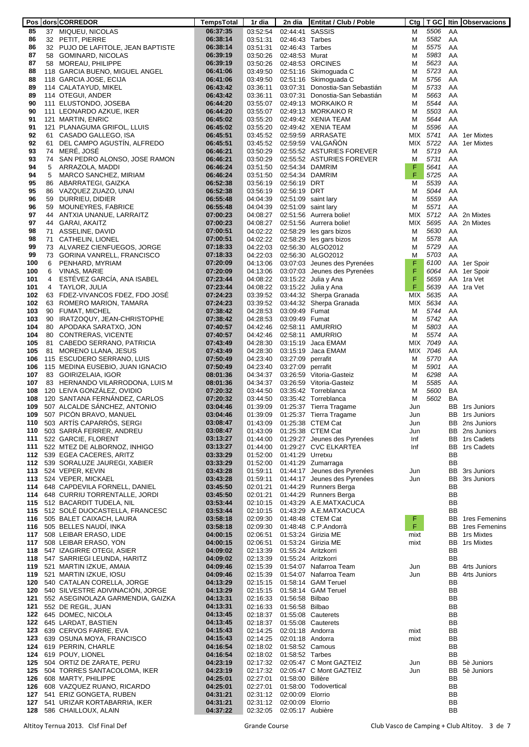| Pos | dors | CORREDOR | TempsTotal | 1r dia | 2n dia | Entitat / Club / Poble | Ctg | T GC | Itin | Observacions |
|---|---|---|---|---|---|---|---|---|---|---|
| 85 | 37 | MIQUEU, NICOLAS | 06:37:35 | 03:52:54 | 02:44:41 | SASSIS | M | 5506 | AA | |
| 86 | 32 | PETIT, PIERRE | 06:38:14 | 03:51:31 | 02:46:43 | Tarbes | M | 5582 | AA | |
| 86 | 32 | PUJO DE LAFITOLE, JEAN BAPTISTE | 06:38:14 | 03:51:31 | 02:46:43 | Tarbes | M | 5575 | AA | |
| 87 | 58 | GOMINARD, NICOLAS | 06:39:19 | 03:50:26 | 02:48:53 | Murat | M | 5983 | AA | |
| 87 | 58 | MOREAU, PHILIPPE | 06:39:19 | 03:50:26 | 02:48:53 | ORCINES | M | 5623 | AA | |
| 88 | 118 | GARCIA BUENO, MIGUEL ANGEL | 06:41:06 | 03:49:50 | 02:51:16 | Skimoguada C | M | 5723 | AA | |
| 88 | 118 | GARCIA JOSE, ECIJA | 06:41:06 | 03:49:50 | 02:51:16 | Skimoguada C | M | 5756 | AA | |
| 89 | 114 | CALATAYUD, MIKEL | 06:43:42 | 03:36:11 | 03:07:31 | Donostia-San Sebastián | M | 5733 | AA | |
| 89 | 114 | OTEGUI, ANDER | 06:43:42 | 03:36:11 | 03:07:31 | Donostia-San Sebastián | M | 5663 | AA | |
| 90 | 111 | ELUSTONDO, JOSEBA | 06:44:20 | 03:55:07 | 02:49:13 | MORKAIKO R | M | 5544 | AA | |
| 90 | 111 | LEONARDO AZKUE, IKER | 06:44:20 | 03:55:07 | 02:49:13 | MORKAIKO R | M | 5503 | AA | |
| 91 | 121 | MARTIN, ENRIC | 06:45:02 | 03:55:20 | 02:49:42 | XENIA TEAM | M | 5644 | AA | |
| 91 | 121 | PLANAGUMA GRIFOL, LLUIS | 06:45:02 | 03:55:20 | 02:49:42 | XENIA TEAM | M | 5596 | AA | |
| 92 | 61 | CASADO GALLEGO, ISA | 06:45:51 | 03:45:52 | 02:59:59 | ARRASATE | MIX | 5741 | AA | 1er Mixtes |
| 92 | 61 | DEL CAMPO AGUSTÍN, ALFREDO | 06:45:51 | 03:45:52 | 02:59:59 | VALGAÑÓN | MIX | 5722 | AA | 1er Mixtes |
| 93 | 74 | MERÉ, JOSÉ | 06:46:21 | 03:50:29 | 02:55:52 | ASTURIES FOREVER | M | 5719 | AA | |
| 93 | 74 | SAN PEDRO ALONSO, JOSE RAMON | 06:46:21 | 03:50:29 | 02:55:52 | ASTURIES FOREVER | M | 5731 | AA | |
| 94 | 5 | ARRAZOLA, MADDI | 06:46:24 | 03:51:50 | 02:54:34 | DAMRIM | F | 5641 | AA | |
| 94 | 5 | MARCO SANCHEZ, MIRIAM | 06:46:24 | 03:51:50 | 02:54:34 | DAMRIM | F | 5725 | AA | |
| 95 | 86 | ABARRATEGI, GAIZKA | 06:52:38 | 03:56:19 | 02:56:19 | DRT | M | 5539 | AA | |
| 95 | 86 | VAZQUEZ ZUAZO, UNAI | 06:52:38 | 03:56:19 | 02:56:19 | DRT | M | 5044 | AA | |
| 96 | 59 | DURRIEU, DIDIER | 06:55:48 | 04:04:39 | 02:51:09 | saint lary | M | 5559 | AA | |
| 96 | 59 | MOUNEYRES, FABRICE | 06:55:48 | 04:04:39 | 02:51:09 | saint lary | M | 5571 | AA | |
| 97 | 44 | ANTXIA UNANUE, LARRAITZ | 07:00:23 | 04:08:27 | 02:51:56 | Aurrera bolie! | MIX | 5712 | AA | 2n Mixtes |
| 97 | 44 | GARAI, AKAITZ | 07:00:23 | 04:08:27 | 02:51:56 | Aurrera bolie! | MIX | 5695 | AA | 2n Mixtes |
| 98 | 71 | ASSELINE, DAVID | 07:00:51 | 04:02:22 | 02:58:29 | les gars bizos | M | 5630 | AA | |
| 98 | 71 | CATHELIN, LIONEL | 07:00:51 | 04:02:22 | 02:58:29 | les gars bizos | M | 5578 | AA | |
| 99 | 73 | ALVAREZ CIENFUEGOS, JORGE | 07:18:33 | 04:22:03 | 02:56:30 | ALGO2012 | M | 5729 | AA | |
| 99 | 73 | GORINA VANRELL, FRANCISCO | 07:18:33 | 04:22:03 | 02:56:30 | ALGO2012 | M | 5703 | AA | |
| 100 | 6 | PENHARD, MYRIAM | 07:20:09 | 04:13:06 | 03:07:03 | Jeunes des Pyrenées | F | 6100 | AA | 1er Spoir |
| 100 | 6 | VINAS, MARIE | 07:20:09 | 04:13:06 | 03:07:03 | Jeunes des Pyrenées | F | 6064 | AA | 1er Spoir |
| 101 | 4 | ESTÉVEZ GARCÍA, ANA ISABEL | 07:23:44 | 04:08:22 | 03:15:22 | Julia y Ana | F | 5659 | AA | 1ra Vet |
| 101 | 4 | TAYLOR, JULIA | 07:23:44 | 04:08:22 | 03:15:22 | Julia y Ana | F | 5639 | AA | 1ra Vet |
| 102 | 63 | FDEZ-VIVANCOS FDEZ, FDO JOSÉ | 07:24:23 | 03:39:52 | 03:44:32 | Sherpa Granada | MIX | 5635 | AA | |
| 102 | 63 | ROMERO MARION, TAMARA | 07:24:23 | 03:39:52 | 03:44:32 | Sherpa Granada | MIX | 5634 | AA | |
| 103 | 90 | FUMAT, MICHEL | 07:38:42 | 04:28:53 | 03:09:49 | Fumat | M | 5744 | AA | |
| 103 | 90 | IRATZOQUY, JEAN-CHRISTOPHE | 07:38:42 | 04:28:53 | 03:09:49 | Fumat | M | 5742 | AA | |
| 104 | 80 | APODAKA SARATXO, JON | 07:40:57 | 04:42:46 | 02:58:11 | AMURRIO | M | 5803 | AA | |
| 104 | 80 | CONTRERAS, VICENTE | 07:40:57 | 04:42:46 | 02:58:11 | AMURRIO | M | 5574 | AA | |
| 105 | 81 | CABEDO SERRANO, PATRICIA | 07:43:49 | 04:28:30 | 03:15:19 | Jaca EMAM | MIX | 7049 | AA | |
| 105 | 81 | MORENO LLANA, JESUS | 07:43:49 | 04:28:30 | 03:15:19 | Jaca EMAM | MIX | 7046 | AA | |
| 106 | 115 | ESCUDERO SERRANO, LUIS | 07:50:49 | 04:23:40 | 03:27:09 | perrafit | M | 5770 | AA | |
| 106 | 115 | MEDINA EUSEBIO, JUAN IGNACIO | 07:50:49 | 04:23:40 | 03:27:09 | perrafit | M | 5901 | AA | |
| 107 | 83 | GOIRIZELAIA, IGOR | 08:01:36 | 04:34:37 | 03:26:59 | Vitoria-Gasteiz | M | 6298 | AA | |
| 107 | 83 | HERNANDO VILARRODONA, LUIS M | 08:01:36 | 04:34:37 | 03:26:59 | Vitoria-Gasteiz | M | 5585 | AA | |
| 108 | 120 | LEIVA GONZÁLEZ, OVIDIO | 07:20:32 | 03:44:50 | 03:35:42 | Torreblanca | M | 5600 | BA | |
| 108 | 120 | SANTANA FERNÁNDEZ, CARLOS | 07:20:32 | 03:44:50 | 03:35:42 | Torreblanca | M | 5602 | BA | |
| 109 | 507 | ALCALDE SÁNCHEZ, ANTONIO | 03:04:46 | 01:39:09 | 01:25:37 | Tierra Tragame | Jun | | BB | 1rs Juniors |
| 109 | 507 | PICÓN BRAVO, MANUEL | 03:04:46 | 01:39:09 | 01:25:37 | Tierra Tragame | Jun | | BB | 1rs Juniors |
| 110 | 503 | ARTÍS CAPARRÓS, SERGI | 03:08:47 | 01:43:09 | 01:25:38 | CTEM Cat | Jun | | BB | 2ns Juniors |
| 110 | 503 | SARRÀ FERRER, ANDREU | 03:08:47 | 01:43:09 | 01:25:38 | CTEM Cat | Jun | | BB | 2ns Juniors |
| 111 | 522 | GARCIE, FLORENT | 03:13:27 | 01:44:00 | 01:29:27 | Jeunes des Pyrenées | Inf | | BB | 1rs Cadets |
| 111 | 522 | MTEZ DE ALBORNOZ, INHIGO | 03:13:27 | 01:44:00 | 01:29:27 | CVC ELKARTEA | Inf | | BB | 1rs Cadets |
| 112 | 539 | EGEA CACERES, ARITZ | 03:33:29 | 01:52:00 | 01:41:29 | Urretxu | | | BB | |
| 112 | 539 | SORALUZE JAUREGI, XABIER | 03:33:29 | 01:52:00 | 01:41:29 | Zumarraga | | | BB | |
| 113 | 524 | VEPER, KEVIN | 03:43:28 | 01:59:11 | 01:44:17 | Jeunes des Pyrenées | Jun | | BB | 3rs Juniors |
| 113 | 524 | VEPER, MICKAEL | 03:43:28 | 01:59:11 | 01:44:17 | Jeunes des Pyrenées | Jun | | BB | 3rs Juniors |
| 114 | 648 | CAPDEVILA FORNELL, DANIEL | 03:45:50 | 02:01:21 | 01:44:29 | Runners Berga | | | BB | |
| 114 | 648 | CURRIU TORRENTALLE, JORDI | 03:45:50 | 02:01:21 | 01:44:29 | Runners Berga | | | BB | |
| 115 | 512 | BACARDIT TUDELA, NIL | 03:53:44 | 02:10:15 | 01:43:29 | A.E.MATXACUCA | | | BB | |
| 115 | 512 | SOLÉ DUOCASTELLA, FRANCESC | 03:53:44 | 02:10:15 | 01:43:29 | A.E.MATXACUCA | | | BB | |
| 116 | 505 | BALET CAIXACH, LAURA | 03:58:18 | 02:09:30 | 01:48:48 | CTEM Cat | F | | BB | 1res Femenins |
| 116 | 505 | BELLES NAUDÍ, INKA | 03:58:18 | 02:09:30 | 01:48:48 | C.P.Andorrà | F | | BB | 1res Femenins |
| 117 | 508 | LEIBAR ERASO, LIDE | 04:00:15 | 02:06:51 | 01:53:24 | Girizia ME | mixt | | BB | 1rs Mixtes |
| 117 | 508 | LEIBAR ERASO, YON | 04:00:15 | 02:06:51 | 01:53:24 | Girizia ME | mixt | | BB | 1rs Mixtes |
| 118 | 547 | IZAGIRRE OTEGI, ASIER | 04:09:02 | 02:13:39 | 01:55:24 | Aritzkorri | | | BB | |
| 118 | 547 | SARRIEGI LEUNDA, HARITZ | 04:09:02 | 02:13:39 | 01:55:24 | Aritzkorri | | | BB | |
| 119 | 521 | MARTIN IZKUE, AMAIA | 04:09:46 | 02:15:39 | 01:54:07 | Nafarroa Team | Jun | | BB | 4rts Juniors |
| 119 | 521 | MARTIN IZKUE, IOSU | 04:09:46 | 02:15:39 | 01:54:07 | Nafarroa Team | Jun | | BB | 4rts Juniors |
| 120 | 540 | CATALAN CORELLA, JORGE | 04:13:29 | 02:15:15 | 01:58:14 | GAM Teruel | | | BB | |
| 120 | 540 | SILVESTRE ADIVINACIÓN, JORGE | 04:13:29 | 02:15:15 | 01:58:14 | GAM Teruel | | | BB | |
| 121 | 552 | ASEGINOLAZA GARMENDIA, GAIZKA | 04:13:31 | 02:16:33 | 01:56:58 | Bilbao | | | BB | |
| 121 | 552 | DE REGIL, JUAN | 04:13:31 | 02:16:33 | 01:56:58 | Bilbao | | | BB | |
| 122 | 645 | DOMEC, NICOLA | 04:13:45 | 02:18:37 | 01:55:08 | Cauterets | | | BB | |
| 122 | 645 | LARDAT, BASTIEN | 04:13:45 | 02:18:37 | 01:55:08 | Cauterets | | | BB | |
| 123 | 639 | CERVOS FARRE, EVA | 04:15:43 | 02:14:25 | 02:01:18 | Andorra | mixt | | BB | |
| 123 | 639 | OSUNA MOYA, FRANCISCO | 04:15:43 | 02:14:25 | 02:01:18 | Andorra | mixt | | BB | |
| 124 | 619 | PERRIN, CHARLE | 04:16:54 | 02:18:02 | 01:58:52 | Camous | | | BB | |
| 124 | 619 | POUY, LIONEL | 04:16:54 | 02:18:02 | 01:58:52 | Tarbes | | | BB | |
| 125 | 504 | ORTIZ DE ZARATE, PERU | 04:23:19 | 02:17:32 | 02:05:47 | C Mont GAZTEIZ | Jun | | BB | 5è Juniors |
| 125 | 504 | TORRES SANTACOLOMA, IKER | 04:23:19 | 02:17:32 | 02:05:47 | C Mont GAZTEIZ | Jun | | BB | 5è Juniors |
| 126 | 608 | MARTY, PHILIPPE | 04:25:01 | 02:27:01 | 01:58:00 | Billère | | | BB | |
| 126 | 608 | VAZQUEZ RUANO, RICARDO | 04:25:01 | 02:27:01 | 01:58:00 | Todovertical | | | BB | |
| 127 | 541 | ERIZ GONGETA, RUBEN | 04:31:21 | 02:31:12 | 02:00:09 | Elorrio | | | BB | |
| 127 | 541 | URIZAR KORTABARRIA, IKER | 04:31:21 | 02:31:12 | 02:00:09 | Elorrio | | | BB | |
| 128 | 586 | CHAILLOUX, ALAIN | 04:37:22 | 02:32:05 | 02:05:17 | Aubière | | | BB | |

Altitoy Ternua 2013. Clsf Final Def — Grande Course — Club Vasco de Camping + Club Altitoy.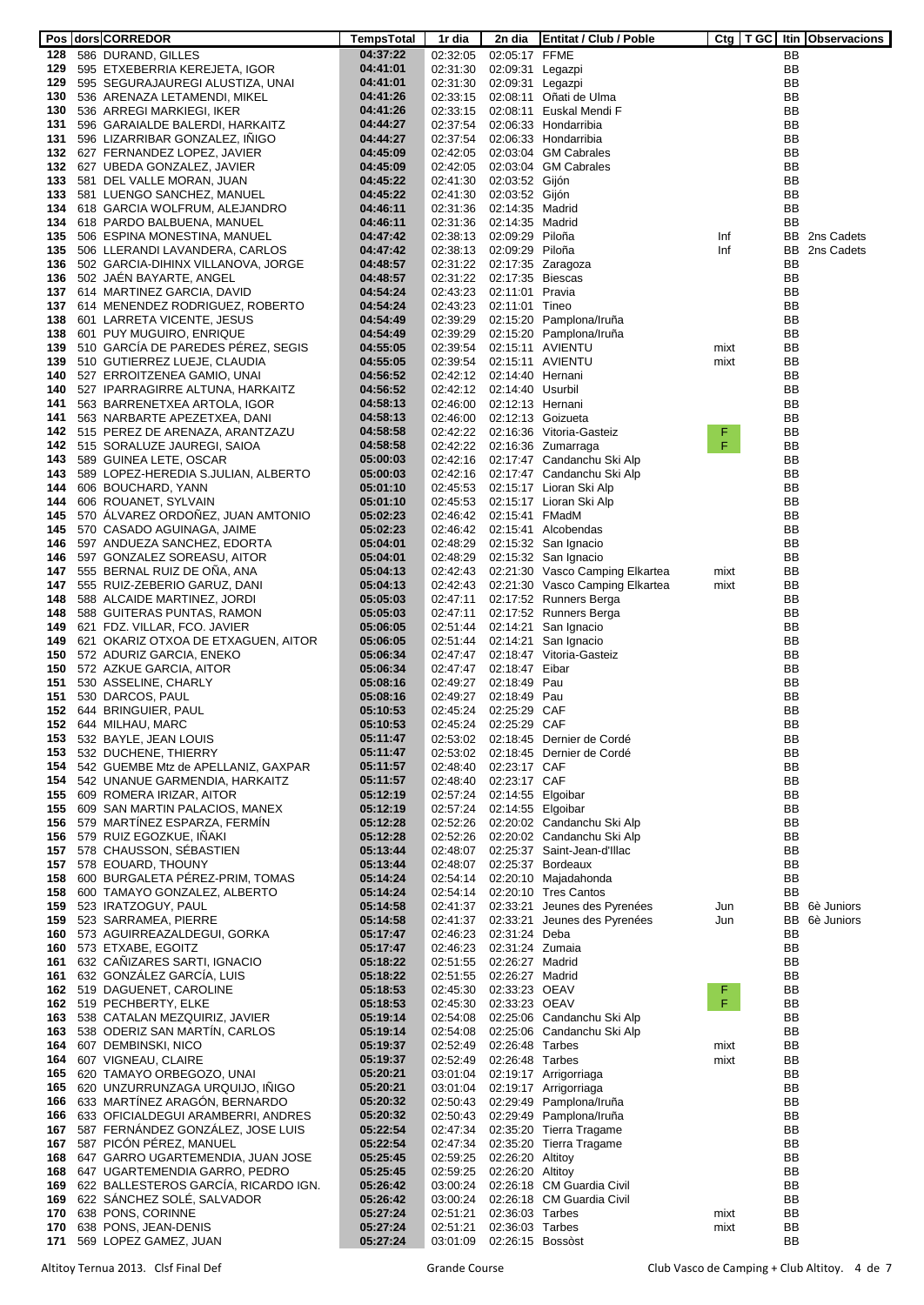| Pos | dors | CORREDOR | TempsTotal | 1r dia | 2n dia | Entitat / Club / Poble | Ctg | T GC | Itin | Observacions |
|---|---|---|---|---|---|---|---|---|---|---|
| 128 | 586 | DURAND, GILLES | 04:37:22 | 02:32:05 | 02:05:17 | FFME | | | BB | |
| 129 | 595 | ETXEBERRIA KEREJETA, IGOR | 04:41:01 | 02:31:30 | 02:09:31 | Legazpi | | | BB | |
| 129 | 595 | SEGURAJAUREGI ALUSTIZA, UNAI | 04:41:01 | 02:31:30 | 02:09:31 | Legazpi | | | BB | |
| 130 | 536 | ARENAZA LETAMENDI, MIKEL | 04:41:26 | 02:33:15 | 02:08:11 | Oñati de Ulma | | | BB | |
| 130 | 536 | ARREGI MARKIEGI, IKER | 04:41:26 | 02:33:15 | 02:08:11 | Euskal Mendi F | | | BB | |
| 131 | 596 | GARAIALDE BALERDI, HARKAITZ | 04:44:27 | 02:37:54 | 02:06:33 | Hondarribia | | | BB | |
| 131 | 596 | LIZARRIBAR GONZALEZ, IÑIGO | 04:44:27 | 02:37:54 | 02:06:33 | Hondarribia | | | BB | |
| 132 | 627 | FERNANDEZ LOPEZ, JAVIER | 04:45:09 | 02:42:05 | 02:03:04 | GM Cabrales | | | BB | |
| 132 | 627 | UBEDA GONZALEZ, JAVIER | 04:45:09 | 02:42:05 | 02:03:04 | GM Cabrales | | | BB | |
| 133 | 581 | DEL VALLE MORAN, JUAN | 04:45:22 | 02:41:30 | 02:03:52 | Gijón | | | BB | |
| 133 | 581 | LUENGO SANCHEZ, MANUEL | 04:45:22 | 02:41:30 | 02:03:52 | Gijón | | | BB | |
| 134 | 618 | GARCIA WOLFRUM, ALEJANDRO | 04:46:11 | 02:31:36 | 02:14:35 | Madrid | | | BB | |
| 134 | 618 | PARDO BALBUENA, MANUEL | 04:46:11 | 02:31:36 | 02:14:35 | Madrid | | | BB | |
| 135 | 506 | ESPINA MONESTINA, MANUEL | 04:47:42 | 02:38:13 | 02:09:29 | Piloña | Inf | | BB | 2ns Cadets |
| 135 | 506 | LLERANDI LAVANDERA, CARLOS | 04:47:42 | 02:38:13 | 02:09:29 | Piloña | Inf | | BB | 2ns Cadets |
| 136 | 502 | GARCIA-DIHINX VILLANOVA, JORGE | 04:48:57 | 02:31:22 | 02:17:35 | Zaragoza | | | BB | |
| 136 | 502 | JAÉN BAYARTE, ANGEL | 04:48:57 | 02:31:22 | 02:17:35 | Biescas | | | BB | |
| 137 | 614 | MARTINEZ GARCIA, DAVID | 04:54:24 | 02:43:23 | 02:11:01 | Pravia | | | BB | |
| 137 | 614 | MENENDEZ RODRIGUEZ, ROBERTO | 04:54:24 | 02:43:23 | 02:11:01 | Tineo | | | BB | |
| 138 | 601 | LARRETA VICENTE, JESUS | 04:54:49 | 02:39:29 | 02:15:20 | Pamplona/Iruña | | | BB | |
| 138 | 601 | PUY MUGUIRO, ENRIQUE | 04:54:49 | 02:39:29 | 02:15:20 | Pamplona/Iruña | | | BB | |
| 139 | 510 | GARCÍA DE PAREDES PÉREZ, SEGIS | 04:55:05 | 02:39:54 | 02:15:11 | AVIENTU | mixt | | BB | |
| 139 | 510 | GUTIERREZ LUEJE, CLAUDIA | 04:55:05 | 02:39:54 | 02:15:11 | AVIENTU | mixt | | BB | |
| 140 | 527 | ERROITZENEA GAMIO, UNAI | 04:56:52 | 02:42:12 | 02:14:40 | Hernani | | | BB | |
| 140 | 527 | IPARRAGIRRE ALTUNA, HARKAITZ | 04:56:52 | 02:42:12 | 02:14:40 | Usurbil | | | BB | |
| 141 | 563 | BARRENETXEA ARTOLA, IGOR | 04:58:13 | 02:46:00 | 02:12:13 | Hernani | | | BB | |
| 141 | 563 | NARBARTE APEZETXEA, DANI | 04:58:13 | 02:46:00 | 02:12:13 | Goizueta | | | BB | |
| 142 | 515 | PEREZ DE ARENAZA, ARANTZAZU | 04:58:58 | 02:42:22 | 02:16:36 | Vitoria-Gasteiz | F | | BB | |
| 142 | 515 | SORALUZE JAUREGI, SAIOA | 04:58:58 | 02:42:22 | 02:16:36 | Zumarraga | F | | BB | |
| 143 | 589 | GUINEA LETE, OSCAR | 05:00:03 | 02:42:16 | 02:17:47 | Candanchu Ski Alp | | | BB | |
| 143 | 589 | LOPEZ-HEREDIA S.JULIAN, ALBERTO | 05:00:03 | 02:42:16 | 02:17:47 | Candanchu Ski Alp | | | BB | |
| 144 | 606 | BOUCHARD, YANN | 05:01:10 | 02:45:53 | 02:15:17 | Lioran Ski Alp | | | BB | |
| 144 | 606 | ROUANET, SYLVAIN | 05:01:10 | 02:45:53 | 02:15:17 | Lioran Ski Alp | | | BB | |
| 145 | 570 | ÁLVAREZ ORDOÑEZ, JUAN AMTONIO | 05:02:23 | 02:46:42 | 02:15:41 | FMadM | | | BB | |
| 145 | 570 | CASADO AGUINAGA, JAIME | 05:02:23 | 02:46:42 | 02:15:41 | Alcobendas | | | BB | |
| 146 | 597 | ANDUEZA SANCHEZ, EDORTA | 05:04:01 | 02:48:29 | 02:15:32 | San Ignacio | | | BB | |
| 146 | 597 | GONZALEZ SOREASU, AITOR | 05:04:01 | 02:48:29 | 02:15:32 | San Ignacio | | | BB | |
| 147 | 555 | BERNAL RUIZ DE OÑA, ANA | 05:04:13 | 02:42:43 | 02:21:30 | Vasco Camping Elkartea | mixt | | BB | |
| 147 | 555 | RUIZ-ZEBERIO GARUZ, DANI | 05:04:13 | 02:42:43 | 02:21:30 | Vasco Camping Elkartea | mixt | | BB | |
| 148 | 588 | ALCAIDE MARTINEZ, JORDI | 05:05:03 | 02:47:11 | 02:17:52 | Runners Berga | | | BB | |
| 148 | 588 | GUITERAS PUNTAS, RAMON | 05:05:03 | 02:47:11 | 02:17:52 | Runners Berga | | | BB | |
| 149 | 621 | FDZ. VILLAR, FCO. JAVIER | 05:06:05 | 02:51:44 | 02:14:21 | San Ignacio | | | BB | |
| 149 | 621 | OKARIZ OTXOA DE ETXAGUEN, AITOR | 05:06:05 | 02:51:44 | 02:14:21 | San Ignacio | | | BB | |
| 150 | 572 | ADURIZ GARCIA, ENEKO | 05:06:34 | 02:47:47 | 02:18:47 | Vitoria-Gasteiz | | | BB | |
| 150 | 572 | AZKUE GARCIA, AITOR | 05:06:34 | 02:47:47 | 02:18:47 | Eibar | | | BB | |
| 151 | 530 | ASSELINE, CHARLY | 05:08:16 | 02:49:27 | 02:18:49 | Pau | | | BB | |
| 151 | 530 | DARCOS, PAUL | 05:08:16 | 02:49:27 | 02:18:49 | Pau | | | BB | |
| 152 | 644 | BRINGUIER, PAUL | 05:10:53 | 02:45:24 | 02:25:29 | CAF | | | BB | |
| 152 | 644 | MILHAU, MARC | 05:10:53 | 02:45:24 | 02:25:29 | CAF | | | BB | |
| 153 | 532 | BAYLE, JEAN LOUIS | 05:11:47 | 02:53:02 | 02:18:45 | Dernier de Cordé | | | BB | |
| 153 | 532 | DUCHENE, THIERRY | 05:11:47 | 02:53:02 | 02:18:45 | Dernier de Cordé | | | BB | |
| 154 | 542 | GUEMBE Mtz de APELLANIZ, GAXPAR | 05:11:57 | 02:48:40 | 02:23:17 | CAF | | | BB | |
| 154 | 542 | UNANUE GARMENDIA, HARKAITZ | 05:11:57 | 02:48:40 | 02:23:17 | CAF | | | BB | |
| 155 | 609 | ROMERA IRIZAR, AITOR | 05:12:19 | 02:57:24 | 02:14:55 | Elgoibar | | | BB | |
| 155 | 609 | SAN MARTIN PALACIOS, MANEX | 05:12:19 | 02:57:24 | 02:14:55 | Elgoibar | | | BB | |
| 156 | 579 | MARTÍNEZ ESPARZA, FERMÍN | 05:12:28 | 02:52:26 | 02:20:02 | Candanchu Ski Alp | | | BB | |
| 156 | 579 | RUIZ EGOZKUE, IÑAKI | 05:12:28 | 02:52:26 | 02:20:02 | Candanchu Ski Alp | | | BB | |
| 157 | 578 | CHAUSSON, SÉBASTIEN | 05:13:44 | 02:48:07 | 02:25:37 | Saint-Jean-d'Illac | | | BB | |
| 157 | 578 | EOUARD, THOUNY | 05:13:44 | 02:48:07 | 02:25:37 | Bordeaux | | | BB | |
| 158 | 600 | BURGALETA PÉREZ-PRIM, TOMAS | 05:14:24 | 02:54:14 | 02:20:10 | Majadahonda | | | BB | |
| 158 | 600 | TAMAYO GONZALEZ, ALBERTO | 05:14:24 | 02:54:14 | 02:20:10 | Tres Cantos | | | BB | |
| 159 | 523 | IRATZOGUY, PAUL | 05:14:58 | 02:41:37 | 02:33:21 | Jeunes des Pyrenées | Jun | | BB | 6è Juniors |
| 159 | 523 | SARRAMEA, PIERRE | 05:14:58 | 02:41:37 | 02:33:21 | Jeunes des Pyrenées | Jun | | BB | 6è Juniors |
| 160 | 573 | AGUIRREAZALDEGUI, GORKA | 05:17:47 | 02:46:23 | 02:31:24 | Deba | | | BB | |
| 160 | 573 | ETXABE, EGOITZ | 05:17:47 | 02:46:23 | 02:31:24 | Zumaia | | | BB | |
| 161 | 632 | CAÑIZARES SARTI, IGNACIO | 05:18:22 | 02:51:55 | 02:26:27 | Madrid | | | BB | |
| 161 | 632 | GONZÁLEZ GARCÍA, LUIS | 05:18:22 | 02:51:55 | 02:26:27 | Madrid | | | BB | |
| 162 | 519 | DAGUENET, CAROLINE | 05:18:53 | 02:45:30 | 02:33:23 | OEAV | F | | BB | |
| 162 | 519 | PECHBERTY, ELKE | 05:18:53 | 02:45:30 | 02:33:23 | OEAV | F | | BB | |
| 163 | 538 | CATALAN MEZQUIRIZ, JAVIER | 05:19:14 | 02:54:08 | 02:25:06 | Candanchu Ski Alp | | | BB | |
| 163 | 538 | ODERIZ SAN MARTÍN, CARLOS | 05:19:14 | 02:54:08 | 02:25:06 | Candanchu Ski Alp | | | BB | |
| 164 | 607 | DEMBINSKI, NICO | 05:19:37 | 02:52:49 | 02:26:48 | Tarbes | mixt | | BB | |
| 164 | 607 | VIGNEAU, CLAIRE | 05:19:37 | 02:52:49 | 02:26:48 | Tarbes | mixt | | BB | |
| 165 | 620 | TAMAYO ORBEGOZO, UNAI | 05:20:21 | 03:01:04 | 02:19:17 | Arrigorriaga | | | BB | |
| 165 | 620 | UNZURRUNZAGA URQUIJO, IÑIGO | 05:20:21 | 03:01:04 | 02:19:17 | Arrigorriaga | | | BB | |
| 166 | 633 | MARTÍNEZ ARAGÓN, BERNARDO | 05:20:32 | 02:50:43 | 02:29:49 | Pamplona/Iruña | | | BB | |
| 166 | 633 | OFICIALDEGUI ARAMBERRI, ANDRES | 05:20:32 | 02:50:43 | 02:29:49 | Pamplona/Iruña | | | BB | |
| 167 | 587 | FERNÁNDEZ GONZÁLEZ, JOSE LUIS | 05:22:54 | 02:47:34 | 02:35:20 | Tierra Tragame | | | BB | |
| 167 | 587 | PICÓN PÉREZ, MANUEL | 05:22:54 | 02:47:34 | 02:35:20 | Tierra Tragame | | | BB | |
| 168 | 647 | GARRO UGARTEMENDIA, JUAN JOSE | 05:25:45 | 02:59:25 | 02:26:20 | Altitoy | | | BB | |
| 168 | 647 | UGARTEMENDIA GARRO, PEDRO | 05:25:45 | 02:59:25 | 02:26:20 | Altitoy | | | BB | |
| 169 | 622 | BALLESTEROS GARCÍA, RICARDO IGN. | 05:26:42 | 03:00:24 | 02:26:18 | CM Guardia Civil | | | BB | |
| 169 | 622 | SÁNCHEZ SOLÉ, SALVADOR | 05:26:42 | 03:00:24 | 02:26:18 | CM Guardia Civil | | | BB | |
| 170 | 638 | PONS, CORINNE | 05:27:24 | 02:51:21 | 02:36:03 | Tarbes | mixt | | BB | |
| 170 | 638 | PONS, JEAN-DENIS | 05:27:24 | 02:51:21 | 02:36:03 | Tarbes | mixt | | BB | |
| 171 | 569 | LOPEZ GAMEZ, JUAN | 05:27:24 | 03:01:09 | 02:26:15 | Bossòst | | | BB | |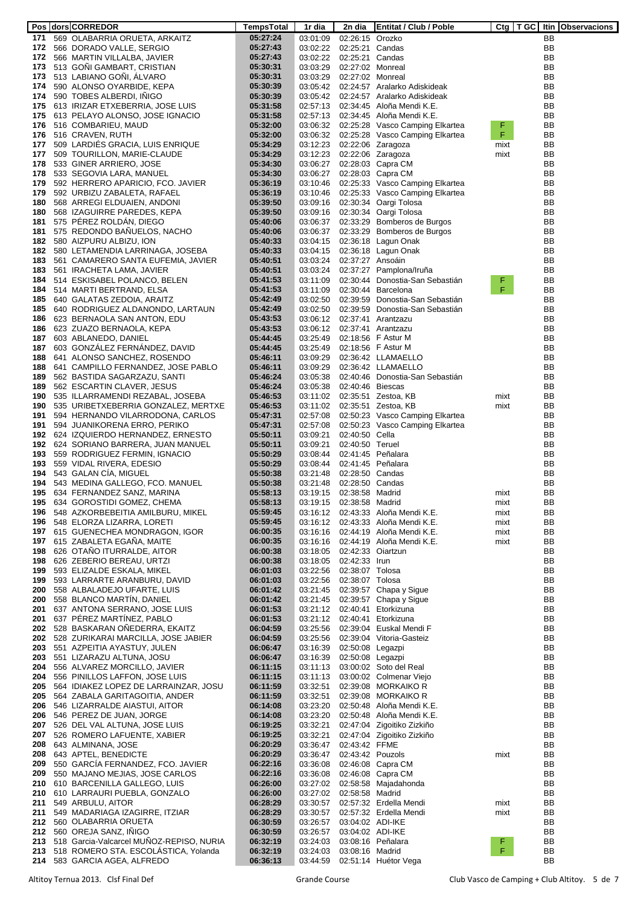| Pos | dors | CORREDOR | TempsTotal | 1r dia | 2n dia | Entitat / Club / Poble | Ctg | T GC | Itin | Observacions |
|---|---|---|---|---|---|---|---|---|---|---|
| 171 | 569 | OLABARRIA ORUETA, ARKAITZ | 05:27:24 | 03:01:09 | 02:26:15 | Orozko | | | BB | |
| 172 | 566 | DORADO VALLE, SERGIO | 05:27:43 | 03:02:22 | 02:25:21 | Candas | | | BB | |
| 172 | 566 | MARTIN VILLALBA, JAVIER | 05:27:43 | 03:02:22 | 02:25:21 | Candas | | | BB | |
| 173 | 513 | GOÑI GAMBART, CRISTIAN | 05:30:31 | 03:03:29 | 02:27:02 | Monreal | | | BB | |
| 173 | 513 | LABIANO GOÑI, ÁLVARO | 05:30:31 | 03:03:29 | 02:27:02 | Monreal | | | BB | |
| 174 | 590 | ALONSO OYARBIDE, KEPA | 05:30:39 | 03:05:42 | 02:24:57 | Aralarko Adiskideak | | | BB | |
| 174 | 590 | TOBES ALBERDI, IÑIGO | 05:30:39 | 03:05:42 | 02:24:57 | Aralarko Adiskideak | | | BB | |
| 175 | 613 | IRIZAR ETXEBERRIA, JOSE LUIS | 05:31:58 | 02:57:13 | 02:34:45 | Aloña Mendi K.E. | | | BB | |
| 175 | 613 | PELAYO ALONSO, JOSE IGNACIO | 05:31:58 | 02:57:13 | 02:34:45 | Aloña Mendi K.E. | | | BB | |
| 176 | 516 | COMBARIEU, MAUD | 05:32:00 | 03:06:32 | 02:25:28 | Vasco Camping Elkartea | F | | BB | |
| 176 | 516 | CRAVEN, RUTH | 05:32:00 | 03:06:32 | 02:25:28 | Vasco Camping Elkartea | F | | BB | |
| 177 | 509 | LARDIÉS GRACIA, LUIS ENRIQUE | 05:34:29 | 03:12:23 | 02:22:06 | Zaragoza | mixt | | BB | |
| 177 | 509 | TOURILLON, MARIE-CLAUDE | 05:34:29 | 03:12:23 | 02:22:06 | Zaragoza | mixt | | BB | |
| 178 | 533 | GINER ARRIERO, JOSE | 05:34:30 | 03:06:27 | 02:28:03 | Capra CM | | | BB | |
| 178 | 533 | SEGOVIA LARA, MANUEL | 05:34:30 | 03:06:27 | 02:28:03 | Capra CM | | | BB | |
| 179 | 592 | HERRERO APARICIO, FCO. JAVIER | 05:36:19 | 03:10:46 | 02:25:33 | Vasco Camping Elkartea | | | BB | |
| 179 | 592 | URBIZU ZABALETA, RAFAEL | 05:36:19 | 03:10:46 | 02:25:33 | Vasco Camping Elkartea | | | BB | |
| 180 | 568 | ARREGI ELDUAIEN, ANDONI | 05:39:50 | 03:09:16 | 02:30:34 | Oargi Tolosa | | | BB | |
| 180 | 568 | IZAGUIRRE PAREDES, KEPA | 05:39:50 | 03:09:16 | 02:30:34 | Oargi Tolosa | | | BB | |
| 181 | 575 | PÉREZ ROLDÁN, DIEGO | 05:40:06 | 03:06:37 | 02:33:29 | Bomberos de Burgos | | | BB | |
| 181 | 575 | REDONDO BAÑUELOS, NACHO | 05:40:06 | 03:06:37 | 02:33:29 | Bomberos de Burgos | | | BB | |
| 182 | 580 | AIZPURU ALBIZU, ION | 05:40:33 | 03:04:15 | 02:36:18 | Lagun Onak | | | BB | |
| 182 | 580 | LETAMENDIA LARRINAGA, JOSEBA | 05:40:33 | 03:04:15 | 02:36:18 | Lagun Onak | | | BB | |
| 183 | 561 | CAMARERO SANTA EUFEMIA, JAVIER | 05:40:51 | 03:03:24 | 02:37:27 | Ansoáin | | | BB | |
| 183 | 561 | IRACHETA LAMA, JAVIER | 05:40:51 | 03:03:24 | 02:37:27 | Pamplona/Iruña | | | BB | |
| 184 | 514 | ESKISABEL POLANCO, BELEN | 05:41:53 | 03:11:09 | 02:30:44 | Donostia-San Sebastián | F | | BB | |
| 184 | 514 | MARTI BERTRAND, ELSA | 05:41:53 | 03:11:09 | 02:30:44 | Barcelona | F | | BB | |
| 185 | 640 | GALATAS ZEDOIA, ARAITZ | 05:42:49 | 03:02:50 | 02:39:59 | Donostia-San Sebastián | | | BB | |
| 185 | 640 | RODRIGUEZ ALDANONDO, LARTAUN | 05:42:49 | 03:02:50 | 02:39:59 | Donostia-San Sebastián | | | BB | |
| 186 | 623 | BERNAOLA SAN ANTON, EDU | 05:43:53 | 03:06:12 | 02:37:41 | Arantzazu | | | BB | |
| 186 | 623 | ZUAZO BERNAOLA, KEPA | 05:43:53 | 03:06:12 | 02:37:41 | Arantzazu | | | BB | |
| 187 | 603 | ABLANEDO, DANIEL | 05:44:45 | 03:25:49 | 02:18:56 | F Astur M | | | BB | |
| 187 | 603 | GONZÁLEZ FERNÁNDEZ, DAVID | 05:44:45 | 03:25:49 | 02:18:56 | F Astur M | | | BB | |
| 188 | 641 | ALONSO SANCHEZ, ROSENDO | 05:46:11 | 03:09:29 | 02:36:42 | LLAMAELLO | | | BB | |
| 188 | 641 | CAMPILLO FERNANDEZ, JOSE PABLO | 05:46:11 | 03:09:29 | 02:36:42 | LLAMAELLO | | | BB | |
| 189 | 562 | BASTIDA SAGARZAZU, SANTI | 05:46:24 | 03:05:38 | 02:40:46 | Donostia-San Sebastián | | | BB | |
| 189 | 562 | ESCARTIN CLAVER, JESUS | 05:46:24 | 03:05:38 | 02:40:46 | Biescas | | | BB | |
| 190 | 535 | ILLARRAMENDI REZABAL, JOSEBA | 05:46:53 | 03:11:02 | 02:35:51 | Zestoa, KB | mixt | | BB | |
| 190 | 535 | URIBETXEBERRIA GONZALEZ, MERTXE | 05:46:53 | 03:11:02 | 02:35:51 | Zestoa, KB | mixt | | BB | |
| 191 | 594 | HERNANDO VILARRODONA, CARLOS | 05:47:31 | 02:57:08 | 02:50:23 | Vasco Camping Elkartea | | | BB | |
| 191 | 594 | JUANIKORENA ERRO, PERIKO | 05:47:31 | 02:57:08 | 02:50:23 | Vasco Camping Elkartea | | | BB | |
| 192 | 624 | IZQUIERDO HERNANDEZ, ERNESTO | 05:50:11 | 03:09:21 | 02:40:50 | Cella | | | BB | |
| 192 | 624 | SORIANO BARRERA, JUAN MANUEL | 05:50:11 | 03:09:21 | 02:40:50 | Teruel | | | BB | |
| 193 | 559 | RODRIGUEZ FERMIN, IGNACIO | 05:50:29 | 03:08:44 | 02:41:45 | Peñalara | | | BB | |
| 193 | 559 | VIDAL RIVERA, EDESIO | 05:50:29 | 03:08:44 | 02:41:45 | Peñalara | | | BB | |
| 194 | 543 | GALAN CÍA, MIGUEL | 05:50:38 | 03:21:48 | 02:28:50 | Candas | | | BB | |
| 194 | 543 | MEDINA GALLEGO, FCO. MANUEL | 05:50:38 | 03:21:48 | 02:28:50 | Candas | | | BB | |
| 195 | 634 | FERNANDEZ SANZ, MARINA | 05:58:13 | 03:19:15 | 02:38:58 | Madrid | mixt | | BB | |
| 195 | 634 | GOROSTIDI GOMEZ, CHEMA | 05:58:13 | 03:19:15 | 02:38:58 | Madrid | mixt | | BB | |
| 196 | 548 | AZKORBEBEITIA AMILBURU, MIKEL | 05:59:45 | 03:16:12 | 02:43:33 | Aloña Mendi K.E. | mixt | | BB | |
| 196 | 548 | ELORZA LIZARRA, LORETI | 05:59:45 | 03:16:12 | 02:43:33 | Aloña Mendi K.E. | mixt | | BB | |
| 197 | 615 | GUENECHEA MONDRAGON, IGOR | 06:00:35 | 03:16:16 | 02:44:19 | Aloña Mendi K.E. | mixt | | BB | |
| 197 | 615 | ZABALETA EGAÑA, MAITE | 06:00:35 | 03:16:16 | 02:44:19 | Aloña Mendi K.E. | mixt | | BB | |
| 198 | 626 | OTAÑO ITURRALDE, AITOR | 06:00:38 | 03:18:05 | 02:42:33 | Oiartzun | | | BB | |
| 198 | 626 | ZEBERIO BEREAU, URTZI | 06:00:38 | 03:18:05 | 02:42:33 | Irun | | | BB | |
| 199 | 593 | ELIZALDE ESKALA, MIKEL | 06:01:03 | 03:22:56 | 02:38:07 | Tolosa | | | BB | |
| 199 | 593 | LARRARTE ARANBURU, DAVID | 06:01:03 | 03:22:56 | 02:38:07 | Tolosa | | | BB | |
| 200 | 558 | ALBALADEJO UFARTE, LUIS | 06:01:42 | 03:21:45 | 02:39:57 | Chapa y Sigue | | | BB | |
| 200 | 558 | BLANCO MARTÍN, DANIEL | 06:01:42 | 03:21:45 | 02:39:57 | Chapa y Sigue | | | BB | |
| 201 | 637 | ANTONA SERRANO, JOSE LUIS | 06:01:53 | 03:21:12 | 02:40:41 | Etorkizuna | | | BB | |
| 201 | 637 | PÉREZ MARTÍNEZ, PABLO | 06:01:53 | 03:21:12 | 02:40:41 | Etorkizuna | | | BB | |
| 202 | 528 | BASKARAN OÑEDERRA, EKAITZ | 06:04:59 | 03:25:56 | 02:39:04 | Euskal Mendi F | | | BB | |
| 202 | 528 | ZURIKARAI MARCILLA, JOSE JABIER | 06:04:59 | 03:25:56 | 02:39:04 | Vitoria-Gasteiz | | | BB | |
| 203 | 551 | AZPEITIA AYASTUY, JULEN | 06:06:47 | 03:16:39 | 02:50:08 | Legazpi | | | BB | |
| 203 | 551 | LIZARAZU ALTUNA, JOSU | 06:06:47 | 03:16:39 | 02:50:08 | Legazpi | | | BB | |
| 204 | 556 | ALVAREZ MORCILLO, JAVIER | 06:11:15 | 03:11:13 | 03:00:02 | Soto del Real | | | BB | |
| 204 | 556 | PINILLOS LAFFON, JOSE LUIS | 06:11:15 | 03:11:13 | 03:00:02 | Colmenar Viejo | | | BB | |
| 205 | 564 | IDIAKEZ LOPEZ DE LARRAINZAR, JOSU | 06:11:59 | 03:32:51 | 02:39:08 | MORKAIKO R | | | BB | |
| 205 | 564 | ZABALA GARITAGOITIA, ANDER | 06:11:59 | 03:32:51 | 02:39:08 | MORKAIKO R | | | BB | |
| 206 | 546 | LIZARRALDE AIASTUI, AITOR | 06:14:08 | 03:23:20 | 02:50:48 | Aloña Mendi K.E. | | | BB | |
| 206 | 546 | PEREZ DE JUAN, JORGE | 06:14:08 | 03:23:20 | 02:50:48 | Aloña Mendi K.E. | | | BB | |
| 207 | 526 | DEL VAL ALTUNA, JOSE LUIS | 06:19:25 | 03:32:21 | 02:47:04 | Zigoitiko Zizkiño | | | BB | |
| 207 | 526 | ROMERO LAFUENTE, XABIER | 06:19:25 | 03:32:21 | 02:47:04 | Zigoitiko Zizkiño | | | BB | |
| 208 | 643 | ALMINANA, JOSE | 06:20:29 | 03:36:47 | 02:43:42 | FFME | | | BB | |
| 208 | 643 | APTEL, BENEDICTE | 06:20:29 | 03:36:47 | 02:43:42 | Pouzols | mixt | | BB | |
| 209 | 550 | GARCÍA FERNANDEZ, FCO. JAVIER | 06:22:16 | 03:36:08 | 02:46:08 | Capra CM | | | BB | |
| 209 | 550 | MAJANO MEJIAS, JOSE CARLOS | 06:22:16 | 03:36:08 | 02:46:08 | Capra CM | | | BB | |
| 210 | 610 | BARCENILLA GALLEGO, LUIS | 06:26:00 | 03:27:02 | 02:58:58 | Majadahonda | | | BB | |
| 210 | 610 | LARRAURI PUEBLA, GONZALO | 06:26:00 | 03:27:02 | 02:58:58 | Madrid | | | BB | |
| 211 | 549 | ARBULU, AITOR | 06:28:29 | 03:30:57 | 02:57:32 | Erdella Mendi | mixt | | BB | |
| 211 | 549 | MADARIAGA IZAGIRRE, ITZIAR | 06:28:29 | 03:30:57 | 02:57:32 | Erdella Mendi | mixt | | BB | |
| 212 | 560 | OLABARRIA ORUETA | 06:30:59 | 03:26:57 | 03:04:02 | ADI-IKE | | | BB | |
| 212 | 560 | OREJA SANZ, IÑIGO | 06:30:59 | 03:26:57 | 03:04:02 | ADI-IKE | | | BB | |
| 213 | 518 | Garcia-Valcarcel MUÑOZ-REPISO, NURIA | 06:32:19 | 03:24:03 | 03:08:16 | Peñalara | F | | BB | |
| 213 | 518 | ROMERO STA. ESCOLÁSTICA, Yolanda | 06:32:19 | 03:24:03 | 03:08:16 | Madrid | F | | BB | |
| 214 | 583 | GARCIA AGEA, ALFREDO | 06:36:13 | 03:44:59 | 02:51:14 | Huétor Vega | | | BB | |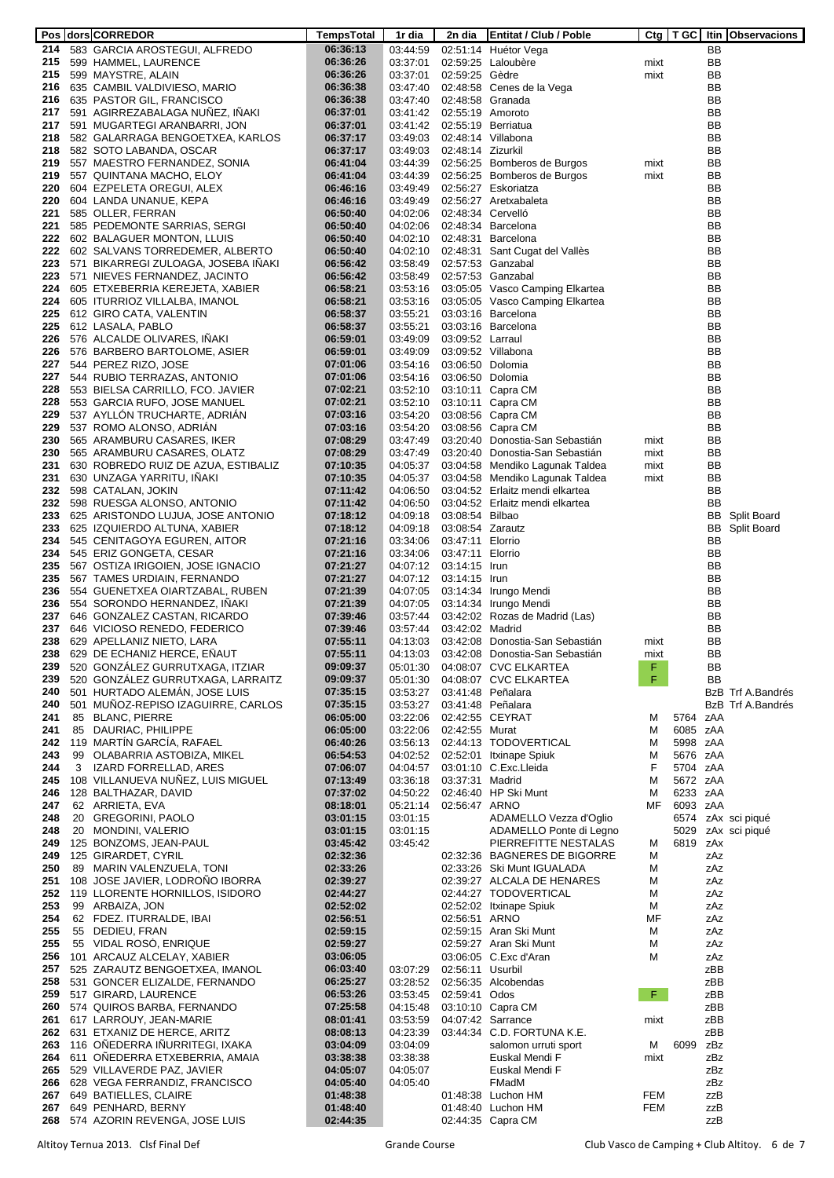| Pos | dors | CORREDOR | TempsTotal | 1r dia | 2n dia | Entitat / Club / Poble | Ctg | T GC | Itin | Observacions |
|---|---|---|---|---|---|---|---|---|---|---|
| 214 | 583 | GARCIA AROSTEGUI, ALFREDO | 06:36:13 | 03:44:59 | 02:51:14 | Huétor Vega | | | BB | |
| 215 | 599 | HAMMEL, LAURENCE | 06:36:26 | 03:37:01 | 02:59:25 | Laloubère | mixt | | BB | |
| 215 | 599 | MAYSTRE, ALAIN | 06:36:26 | 03:37:01 | 02:59:25 | Gèdre | mixt | | BB | |
| 216 | 635 | CAMBIL VALDIVIESO, MARIO | 06:36:38 | 03:47:40 | 02:48:58 | Cenes de la Vega | | | BB | |
| 216 | 635 | PASTOR GIL, FRANCISCO | 06:36:38 | 03:47:40 | 02:48:58 | Granada | | | BB | |
| 217 | 591 | AGIRREZABALAGA NUÑEZ, IÑAKI | 06:37:01 | 03:41:42 | 02:55:19 | Amoroto | | | BB | |
| 217 | 591 | MUGARTEGI ARANBARRI, JON | 06:37:01 | 03:41:42 | 02:55:19 | Berriatua | | | BB | |
| 218 | 582 | GALARRAGA BENGOETXEA, KARLOS | 06:37:17 | 03:49:03 | 02:48:14 | Villabona | | | BB | |
| 218 | 582 | SOTO LABANDA, OSCAR | 06:37:17 | 03:49:03 | 02:48:14 | Zizurkil | | | BB | |
| 219 | 557 | MAESTRO FERNANDEZ, SONIA | 06:41:04 | 03:44:39 | 02:56:25 | Bomberos de Burgos | mixt | | BB | |
| 219 | 557 | QUINTANA MACHO, ELOY | 06:41:04 | 03:44:39 | 02:56:25 | Bomberos de Burgos | mixt | | BB | |
| 220 | 604 | EZPELETA OREGUI, ALEX | 06:46:16 | 03:49:49 | 02:56:27 | Eskoriatza | | | BB | |
| 220 | 604 | LANDA UNANUE, KEPA | 06:46:16 | 03:49:49 | 02:56:27 | Aretxabaleta | | | BB | |
| 221 | 585 | OLLER, FERRAN | 06:50:40 | 04:02:06 | 02:48:34 | Cervelló | | | BB | |
| 221 | 585 | PEDEMONTE SARRIAS, SERGI | 06:50:40 | 04:02:06 | 02:48:34 | Barcelona | | | BB | |
| 222 | 602 | BALAGUER MONTON, LLUIS | 06:50:40 | 04:02:10 | 02:48:31 | Barcelona | | | BB | |
| 222 | 602 | SALVANS TORREDEMER, ALBERTO | 06:50:40 | 04:02:10 | 02:48:31 | Sant Cugat del Vallès | | | BB | |
| 223 | 571 | BIKARREGI ZULOAGA, JOSEBA IÑAKI | 06:56:42 | 03:58:49 | 02:57:53 | Ganzabal | | | BB | |
| 223 | 571 | NIEVES FERNANDEZ, JACINTO | 06:56:42 | 03:58:49 | 02:57:53 | Ganzabal | | | BB | |
| 224 | 605 | ETXEBERRIA KEREJETA, XABIER | 06:58:21 | 03:53:16 | 03:05:05 | Vasco Camping Elkartea | | | BB | |
| 224 | 605 | ITURRIOZ VILLALBA, IMANOL | 06:58:21 | 03:53:16 | 03:05:05 | Vasco Camping Elkartea | | | BB | |
| 225 | 612 | GIRO CATA, VALENTIN | 06:58:37 | 03:55:21 | 03:03:16 | Barcelona | | | BB | |
| 225 | 612 | LASALA, PABLO | 06:58:37 | 03:55:21 | 03:03:16 | Barcelona | | | BB | |
| 226 | 576 | ALCALDE OLIVARES, IÑAKI | 06:59:01 | 03:49:09 | 03:09:52 | Larraul | | | BB | |
| 226 | 576 | BARBERO BARTOLOME, ASIER | 06:59:01 | 03:49:09 | 03:09:52 | Villabona | | | BB | |
| 227 | 544 | PEREZ RIZO, JOSE | 07:01:06 | 03:54:16 | 03:06:50 | Dolomia | | | BB | |
| 227 | 544 | RUBIO TERRAZAS, ANTONIO | 07:01:06 | 03:54:16 | 03:06:50 | Dolomia | | | BB | |
| 228 | 553 | BIELSA CARRILLO, FCO. JAVIER | 07:02:21 | 03:52:10 | 03:10:11 | Capra CM | | | BB | |
| 228 | 553 | GARCIA RUFO, JOSE MANUEL | 07:02:21 | 03:52:10 | 03:10:11 | Capra CM | | | BB | |
| 229 | 537 | AYLLÓN TRUCHARTE, ADRIÁN | 07:03:16 | 03:54:20 | 03:08:56 | Capra CM | | | BB | |
| 229 | 537 | ROMO ALONSO, ADRIÁN | 07:03:16 | 03:54:20 | 03:08:56 | Capra CM | | | BB | |
| 230 | 565 | ARAMBURU CASARES, IKER | 07:08:29 | 03:47:49 | 03:20:40 | Donostia-San Sebastián | mixt | | BB | |
| 230 | 565 | ARAMBURU CASARES, OLATZ | 07:08:29 | 03:47:49 | 03:20:40 | Donostia-San Sebastián | mixt | | BB | |
| 231 | 630 | ROBREDO RUIZ DE AZUA, ESTIBALIZ | 07:10:35 | 04:05:37 | 03:04:58 | Mendiko Lagunak Taldea | mixt | | BB | |
| 231 | 630 | UNZAGA YARRITU, IÑAKI | 07:10:35 | 04:05:37 | 03:04:58 | Mendiko Lagunak Taldea | mixt | | BB | |
| 232 | 598 | CATALAN, JOKIN | 07:11:42 | 04:06:50 | 03:04:52 | Erlaitz mendi elkartea | | | BB | |
| 232 | 598 | RUESGA ALONSO, ANTONIO | 07:11:42 | 04:06:50 | 03:04:52 | Erlaitz mendi elkartea | | | BB | |
| 233 | 625 | ARISTONDO LUJUA, JOSE ANTONIO | 07:18:12 | 04:09:18 | 03:08:54 | Bilbao | | | BB | Split Board |
| 233 | 625 | IZQUIERDO ALTUNA, XABIER | 07:18:12 | 04:09:18 | 03:08:54 | Zarautz | | | BB | Split Board |
| 234 | 545 | CENITAGOYA EGUREN, AITOR | 07:21:16 | 03:34:06 | 03:47:11 | Elorrio | | | BB | |
| 234 | 545 | ERIZ GONGETA, CESAR | 07:21:16 | 03:34:06 | 03:47:11 | Elorrio | | | BB | |
| 235 | 567 | OSTIZA IRIGOIEN, JOSE IGNACIO | 07:21:27 | 04:07:12 | 03:14:15 | Irun | | | BB | |
| 235 | 567 | TAMES URDIAIN, FERNANDO | 07:21:27 | 04:07:12 | 03:14:15 | Irun | | | BB | |
| 236 | 554 | GUENETXEA OIARTZABAL, RUBEN | 07:21:39 | 04:07:05 | 03:14:34 | Irungo Mendi | | | BB | |
| 236 | 554 | SORONDO HERNANDEZ, IÑAKI | 07:21:39 | 04:07:05 | 03:14:34 | Irungo Mendi | | | BB | |
| 237 | 646 | GONZALEZ CASTAN, RICARDO | 07:39:46 | 03:57:44 | 03:42:02 | Rozas de Madrid (Las) | | | BB | |
| 237 | 646 | VICIOSO RENEDO, FEDERICO | 07:39:46 | 03:57:44 | 03:42:02 | Madrid | | | BB | |
| 238 | 629 | APELLANIZ NIETO, LARA | 07:55:11 | 04:13:03 | 03:42:08 | Donostia-San Sebastián | mixt | | BB | |
| 238 | 629 | DE ECHANIZ HERCE, EÑAUT | 07:55:11 | 04:13:03 | 03:42:08 | Donostia-San Sebastián | mixt | | BB | |
| 239 | 520 | GONZÁLEZ GURRUTXAGA, ITZIAR | 09:09:37 | 05:01:30 | 04:08:07 | CVC ELKARTEA | F | | BB | |
| 239 | 520 | GONZÁLEZ GURRUTXAGA, LARRAITZ | 09:09:37 | 05:01:30 | 04:08:07 | CVC ELKARTEA | F | | BB | |
| 240 | 501 | HURTADO ALEMÁN, JOSE LUIS | 07:35:15 | 03:53:27 | 03:41:48 | Peñalara | | | BzB | Trf A.Bandrés |
| 240 | 501 | MUÑOZ-REPISO IZAGUIRRE, CARLOS | 07:35:15 | 03:53:27 | 03:41:48 | Peñalara | | | BzB | Trf A.Bandrés |
| 241 | 85 | BLANC, PIERRE | 06:05:00 | 03:22:06 | 02:42:55 | CEYRAT | M | 5764 | zAA | |
| 241 | 85 | DAURIAC, PHILIPPE | 06:05:00 | 03:22:06 | 02:42:55 | Murat | M | 6085 | zAA | |
| 242 | 119 | MARTÍN GARCÍA, RAFAEL | 06:40:26 | 03:56:13 | 02:44:13 | TODOVERTICAL | M | 5998 | zAA | |
| 243 | 99 | OLABARRIA ASTOBIZA, MIKEL | 06:54:53 | 04:02:52 | 02:52:01 | Itxinape Spiuk | M | 5676 | zAA | |
| 244 | 3 | IZARD FORRELLAD, ARES | 07:06:07 | 04:04:57 | 03:01:10 | C.Exc.Lleida | F | 5704 | zAA | |
| 245 | 108 | VILLANUEVA NUÑEZ, LUIS MIGUEL | 07:13:49 | 03:36:18 | 03:37:31 | Madrid | M | 5672 | zAA | |
| 246 | 128 | BALTHAZAR, DAVID | 07:37:02 | 04:50:22 | 02:46:40 | HP Ski Munt | M | 6233 | zAA | |
| 247 | 62 | ARRIETA, EVA | 08:18:01 | 05:21:14 | 02:56:47 | ARNO | MF | 6093 | zAA | |
| 248 | 20 | GREGORINI, PAOLO | 03:01:15 | 03:01:15 | | ADAMELLO Vezza d'Oglio | | 6574 | zAx | sci piqué |
| 248 | 20 | MONDINI, VALERIO | 03:01:15 | 03:01:15 | | ADAMELLO Ponte di Legno | | 5029 | zAx | sci piqué |
| 249 | 125 | BONZOMS, JEAN-PAUL | 03:45:42 | 03:45:42 | | PIERREFITTE NESTALAS | M | 6819 | zAx | |
| 249 | 125 | GIRARDET, CYRIL | 02:32:36 | | 02:32:36 | BAGNERES DE BIGORRE | M | | zAz | |
| 250 | 89 | MARIN VALENZUELA, TONI | 02:33:26 | | 02:33:26 | Ski Munt IGUALADA | M | | zAz | |
| 251 | 108 | JOSE JAVIER, LODROÑO IBORRA | 02:39:27 | | 02:39:27 | ALCALA DE HENARES | M | | zAz | |
| 252 | 119 | LLORENTE HORNILLOS, ISIDORO | 02:44:27 | | 02:44:27 | TODOVERTICAL | M | | zAz | |
| 253 | 99 | ARBAIZA, JON | 02:52:02 | | 02:52:02 | Itxinape Spiuk | M | | zAz | |
| 254 | 62 | FDEZ. ITURRALDE, IBAI | 02:56:51 | | 02:56:51 | ARNO | MF | | zAz | |
| 255 | 55 | DEDIEU, FRAN | 02:59:15 | | 02:59:15 | Aran Ski Munt | M | | zAz | |
| 255 | 55 | VIDAL ROSÓ, ENRIQUE | 02:59:27 | | 02:59:27 | Aran Ski Munt | M | | zAz | |
| 256 | 101 | ARCAUZ ALCELAY, XABIER | 03:06:05 | | 03:06:05 | C.Exc d'Aran | M | | zAz | |
| 257 | 525 | ZARAUTZ BENGOETXEA, IMANOL | 06:03:40 | 03:07:29 | 02:56:11 | Usurbil | | | zBB | |
| 258 | 531 | GONCER ELIZALDE, FERNANDO | 06:25:27 | 03:28:52 | 02:56:35 | Alcobendas | | | zBB | |
| 259 | 517 | GIRARD, LAURENCE | 06:53:26 | 03:53:45 | 02:59:41 | Odos | F | | zBB | |
| 260 | 574 | QUIROS BARBA, FERNANDO | 07:25:58 | 04:15:48 | 03:10:10 | Capra CM | | | zBB | |
| 261 | 617 | LARROUY, JEAN-MARIE | 08:01:41 | 03:53:59 | 04:07:42 | Sarrance | mixt | | zBB | |
| 262 | 631 | ETXANIZ DE HERCE, ARITZ | 08:08:13 | 04:23:39 | 03:44:34 | C.D. FORTUNA K.E. | | | zBB | |
| 263 | 116 | OÑEDERRA IÑURRITEGI, IXAKA | 03:04:09 | 03:04:09 | | salomon urruti sport | M | 6099 | zBz | |
| 264 | 611 | OÑEDERRA ETXEBERRIA, AMAIA | 03:38:38 | 03:38:38 | | Euskal Mendi F | mixt | | zBz | |
| 265 | 529 | VILLAVERDE PAZ, JAVIER | 04:05:07 | 04:05:07 | | Euskal Mendi F | | | zBz | |
| 266 | 628 | VEGA FERRANDIZ, FRANCISCO | 04:05:40 | 04:05:40 | | FMadM | | | zBz | |
| 267 | 649 | BATIELLES, CLAIRE | 01:48:38 | | 01:48:38 | Luchon HM | FEM | | zzB | |
| 267 | 649 | PENHARD, BERNY | 01:48:40 | | 01:48:40 | Luchon HM | FEM | | zzB | |
| 268 | 574 | AZORIN REVENGA, JOSE LUIS | 02:44:35 | | 02:44:35 | Capra CM | | | zzB | |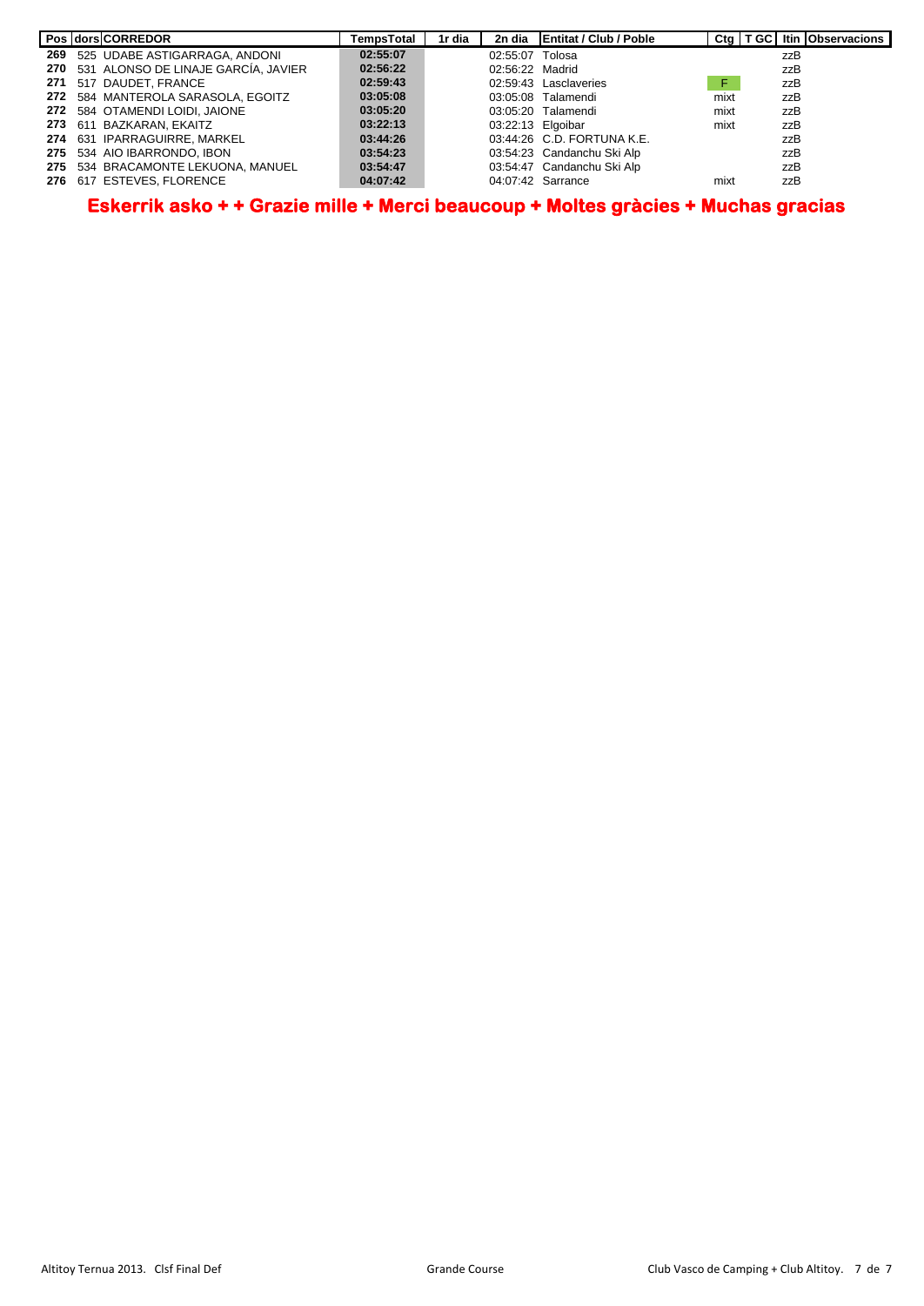| Pos | dors | CORREDOR | TempsTotal | 1r dia | 2n dia | Entitat / Club / Poble | Ctg | T GC | Itin | Observacions |
|---|---|---|---|---|---|---|---|---|---|---|
| 269 | 525 | UDABE ASTIGARRAGA, ANDONI | 02:55:07 | | 02:55:07 | Tolosa | | | zzB | |
| 270 | 531 | ALONSO DE LINAJE GARCÍA, JAVIER | 02:56:22 | | 02:56:22 | Madrid | | | zzB | |
| 271 | 517 | DAUDET, FRANCE | 02:59:43 | | 02:59:43 | Lasclaveries | F | | zzB | |
| 272 | 584 | MANTEROLA SARASOLA, EGOITZ | 03:05:08 | | 03:05:08 | Talamendi | mixt | | zzB | |
| 272 | 584 | OTAMENDI LOIDI, JAIONE | 03:05:20 | | 03:05:20 | Talamendi | mixt | | zzB | |
| 273 | 611 | BAZKARAN, EKAITZ | 03:22:13 | | 03:22:13 | Elgoibar | mixt | | zzB | |
| 274 | 631 | IPARRAGUIRRE, MARKEL | 03:44:26 | | 03:44:26 | C.D. FORTUNA K.E. | | | zzB | |
| 275 | 534 | AIO IBARRONDO, IBON | 03:54:23 | | 03:54:23 | Candanchu Ski Alp | | | zzB | |
| 275 | 534 | BRACAMONTE LEKUONA, MANUEL | 03:54:47 | | 03:54:47 | Candanchu Ski Alp | | | zzB | |
| 276 | 617 | ESTEVES, FLORENCE | 04:07:42 | | 04:07:42 | Sarrance | mixt | | zzB | |

**Eskerrik asko + + Grazie mille + Merci beaucoup + Moltes gràcies + Muchas gracias**